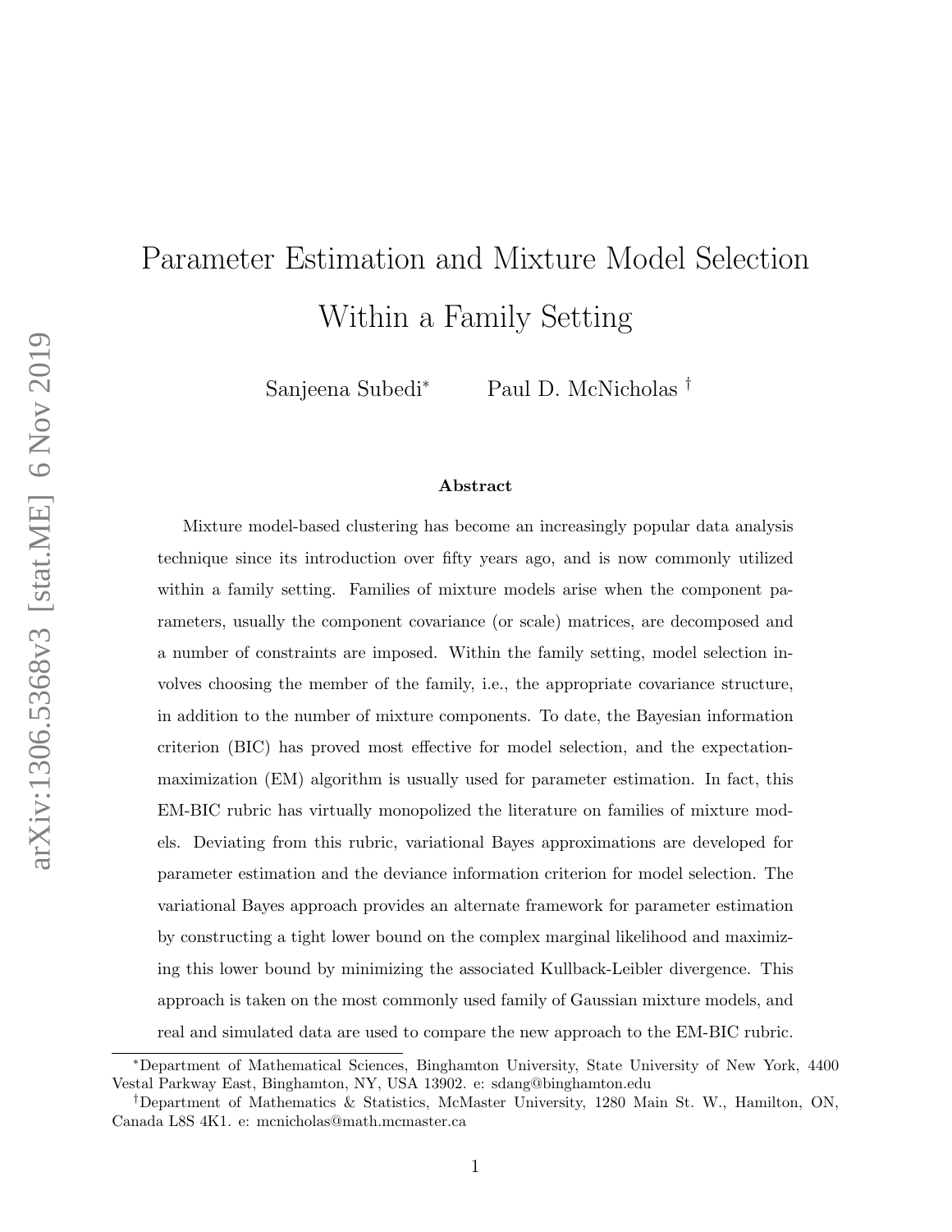# Parameter Estimation and Mixture Model Selection Within a Family Setting

Sanjeena Subedi[*] Paul D. McNicholas[†]

## Abstract

Mixture model-based clustering has become an increasingly popular data analysis technique since its introduction over fifty years ago, and is now commonly utilized within a family setting. Families of mixture models arise when the component parameters, usually the component covariance (or scale) matrices, are decomposed and a number of constraints are imposed. Within the family setting, model selection involves choosing the member of the family, i.e., the appropriate covariance structure, in addition to the number of mixture components. To date, the Bayesian information criterion (BIC) has proved most effective for model selection, and the expectation-maximization (EM) algorithm is usually used for parameter estimation. In fact, this EM-BIC rubric has virtually monopolized the literature on families of mixture models. Deviating from this rubric, variational Bayes approximations are developed for parameter estimation and the deviance information criterion for model selection. The variational Bayes approach provides an alternate framework for parameter estimation by constructing a tight lower bound on the complex marginal likelihood and maximizing this lower bound by minimizing the associated Kullback-Leibler divergence. This approach is taken on the most commonly used family of Gaussian mixture models, and real and simulated data are used to compare the new approach to the EM-BIC rubric.

---

[*]Department of Mathematical Sciences, Binghamton University, State University of New York, 4400 Vestal Parkway East, Binghamton, NY, USA 13902. e: sdang@binghamton.edu

[†]Department of Mathematics & Statistics, McMaster University, 1280 Main St. W., Hamilton, ON, Canada L8S 4K1. e: mcnicholas@math.mcmaster.ca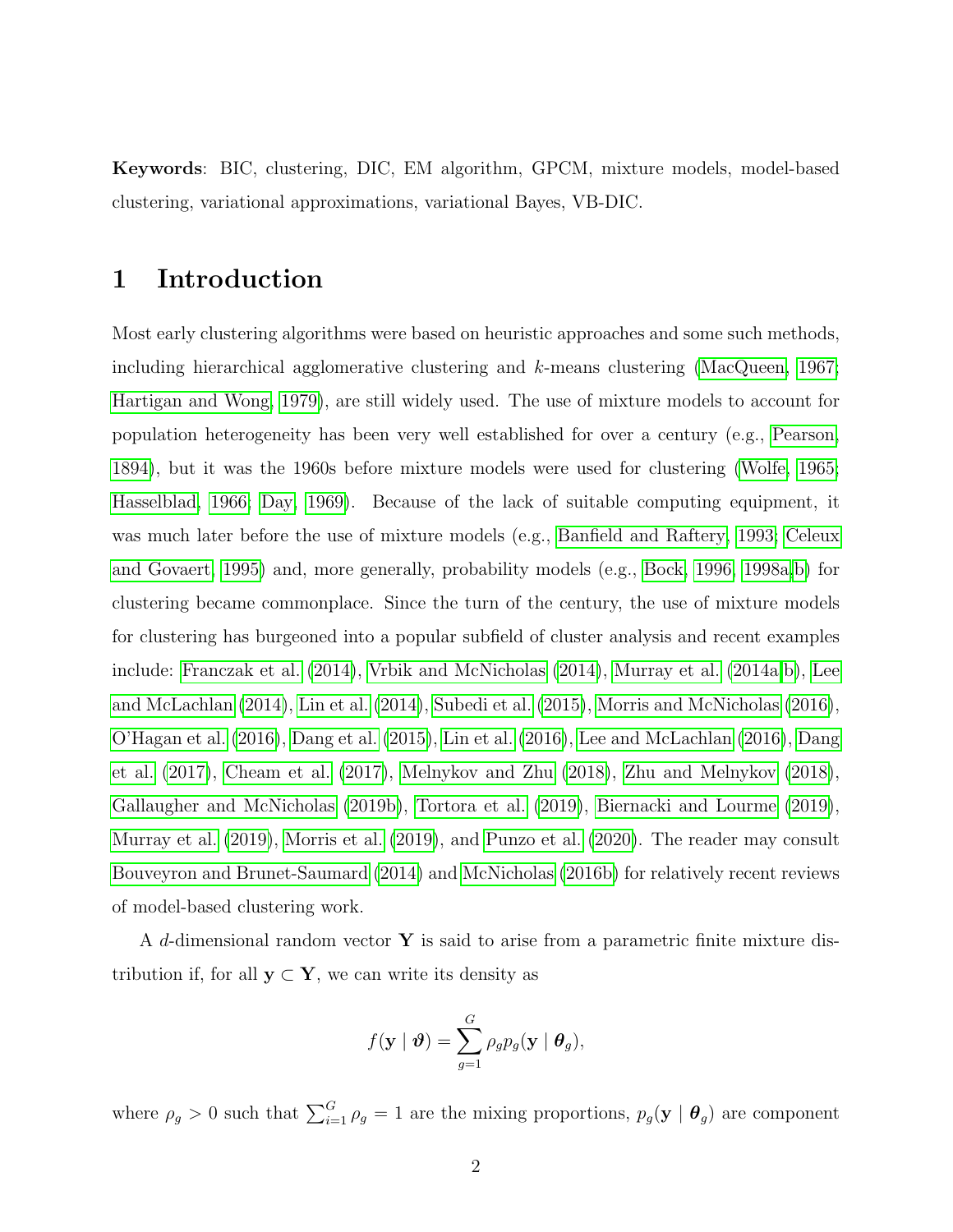**Keywords**: BIC, clustering, DIC, EM algorithm, GPCM, mixture models, model-based clustering, variational approximations, variational Bayes, VB-DIC.

# 1 Introduction

Most early clustering algorithms were based on heuristic approaches and some such methods, including hierarchical agglomerative clustering and $k$-means clustering (MacQueen, 1967; Hartigan and Wong, 1979), are still widely used. The use of mixture models to account for population heterogeneity has been very well established for over a century (e.g., Pearson, 1894), but it was the 1960s before mixture models were used for clustering (Wolfe, 1965; Hasselblad, 1966; Day, 1969). Because of the lack of suitable computing equipment, it was much later before the use of mixture models (e.g., Banfield and Raftery, 1993; Celeux and Govaert, 1995) and, more generally, probability models (e.g., Bock, 1996, 1998a,b) for clustering became commonplace. Since the turn of the century, the use of mixture models for clustering has burgeoned into a popular subfield of cluster analysis and recent examples include: Franczak et al. (2014), Vrbik and McNicholas (2014), Murray et al. (2014a,b), Lee and McLachlan (2014), Lin et al. (2014), Subedi et al. (2015), Morris and McNicholas (2016), O'Hagan et al. (2016), Dang et al. (2015), Lin et al. (2016), Lee and McLachlan (2016), Dang et al. (2017), Cheam et al. (2017), Melnykov and Zhu (2018), Zhu and Melnykov (2018), Gallaugher and McNicholas (2019b), Tortora et al. (2019), Biernacki and Lourme (2019), Murray et al. (2019), Morris et al. (2019), and Punzo et al. (2020). The reader may consult Bouveyron and Brunet-Saumard (2014) and McNicholas (2016b) for relatively recent reviews of model-based clustering work.

A $d$-dimensional random vector $\mathbf{Y}$ is said to arise from a parametric finite mixture distribution if, for all $\mathbf{y} \subset \mathbf{Y}$, we can write its density as

$$f(\mathbf{y} \mid \boldsymbol{\vartheta}) = \sum_{g=1}^{G} \rho_g p_g(\mathbf{y} \mid \boldsymbol{\theta}_g),$$

where $\rho_g > 0$ such that $\sum_{i=1}^{G} \rho_g = 1$ are the mixing proportions, $p_g(\mathbf{y} \mid \boldsymbol{\theta}_g)$ are component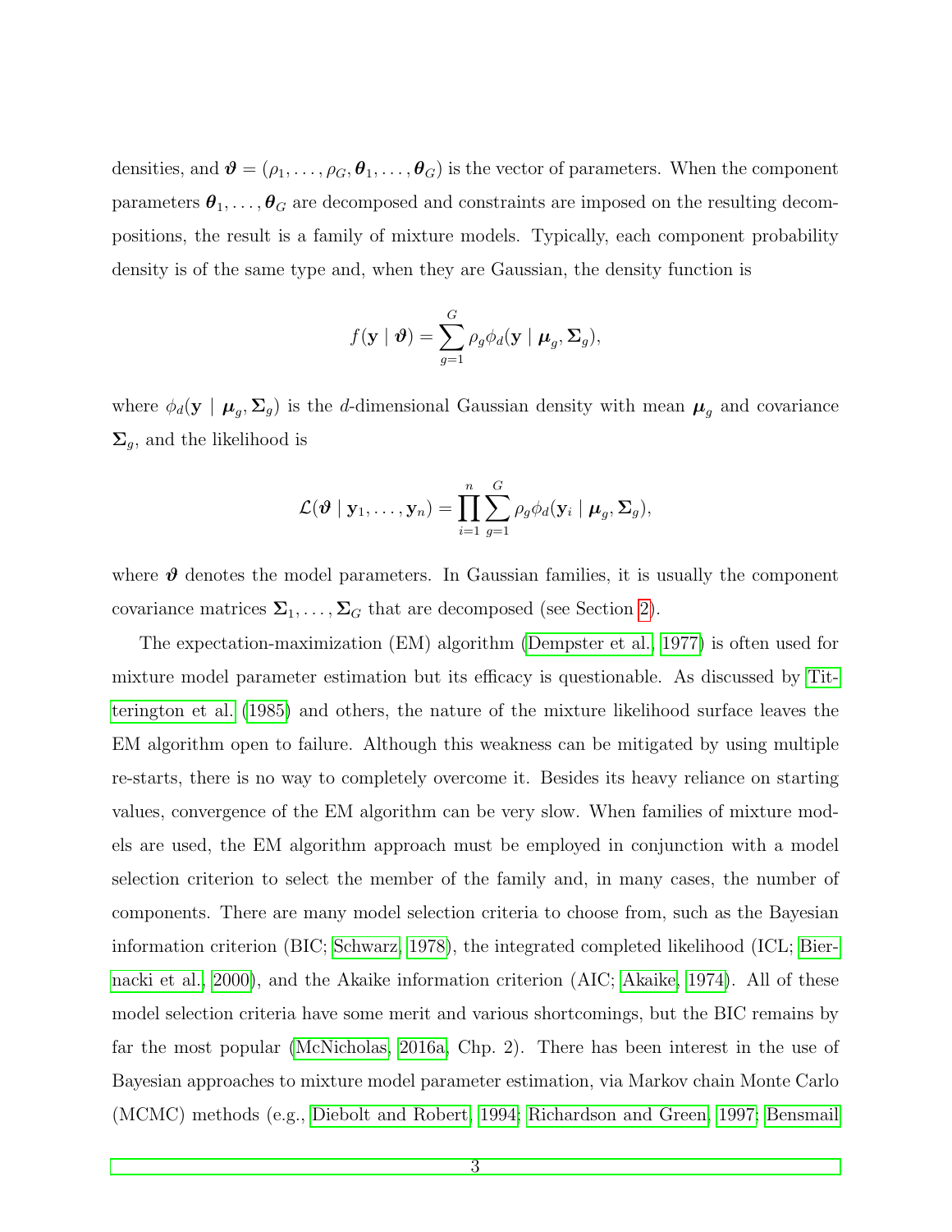densities, and $\boldsymbol{\vartheta} = (\rho_1, \ldots, \rho_G, \boldsymbol{\theta}_1, \ldots, \boldsymbol{\theta}_G)$ is the vector of parameters. When the component parameters $\boldsymbol{\theta}_1, \ldots, \boldsymbol{\theta}_G$ are decomposed and constraints are imposed on the resulting decompositions, the result is a family of mixture models. Typically, each component probability density is of the same type and, when they are Gaussian, the density function is

$$f(\mathbf{y} \mid \boldsymbol{\vartheta}) = \sum_{g=1}^{G} \rho_g \phi_d(\mathbf{y} \mid \boldsymbol{\mu}_g, \boldsymbol{\Sigma}_g),$$

where $\phi_d(\mathbf{y} \mid \boldsymbol{\mu}_g, \boldsymbol{\Sigma}_g)$ is the $d$-dimensional Gaussian density with mean $\boldsymbol{\mu}_g$ and covariance $\boldsymbol{\Sigma}_g$, and the likelihood is

$$\mathcal{L}(\boldsymbol{\vartheta} \mid \mathbf{y}_1, \ldots, \mathbf{y}_n) = \prod_{i=1}^{n} \sum_{g=1}^{G} \rho_g \phi_d(\mathbf{y}_i \mid \boldsymbol{\mu}_g, \boldsymbol{\Sigma}_g),$$

where $\boldsymbol{\vartheta}$ denotes the model parameters. In Gaussian families, it is usually the component covariance matrices $\boldsymbol{\Sigma}_1, \ldots, \boldsymbol{\Sigma}_G$ that are decomposed (see Section 2).

The expectation-maximization (EM) algorithm (Dempster et al., 1977) is often used for mixture model parameter estimation but its efficacy is questionable. As discussed by Titterington et al. (1985) and others, the nature of the mixture likelihood surface leaves the EM algorithm open to failure. Although this weakness can be mitigated by using multiple re-starts, there is no way to completely overcome it. Besides its heavy reliance on starting values, convergence of the EM algorithm can be very slow. When families of mixture models are used, the EM algorithm approach must be employed in conjunction with a model selection criterion to select the member of the family and, in many cases, the number of components. There are many model selection criteria to choose from, such as the Bayesian information criterion (BIC; Schwarz, 1978), the integrated completed likelihood (ICL; Biernacki et al., 2000), and the Akaike information criterion (AIC; Akaike, 1974). All of these model selection criteria have some merit and various shortcomings, but the BIC remains by far the most popular (McNicholas, 2016a, Chp. 2). There has been interest in the use of Bayesian approaches to mixture model parameter estimation, via Markov chain Monte Carlo (MCMC) methods (e.g., Diebolt and Robert, 1994; Richardson and Green, 1997; Bensmail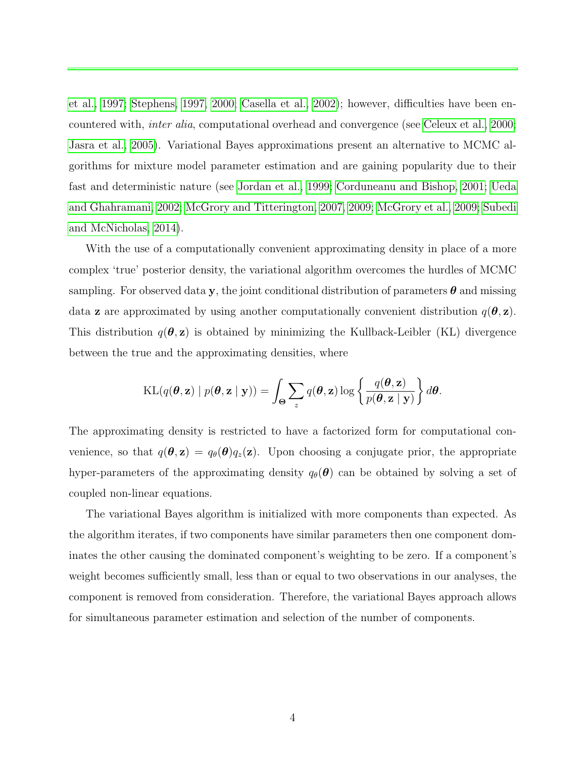et al., 1997; Stephens, 1997, 2000; Casella et al., 2002); however, difficulties have been encountered with, *inter alia*, computational overhead and convergence (see Celeux et al., 2000; Jasra et al., 2005). Variational Bayes approximations present an alternative to MCMC algorithms for mixture model parameter estimation and are gaining popularity due to their fast and deterministic nature (see Jordan et al., 1999; Corduneanu and Bishop, 2001; Ueda and Ghahramani, 2002; McGrory and Titterington, 2007, 2009; McGrory et al., 2009; Subedi and McNicholas, 2014).

With the use of a computationally convenient approximating density in place of a more complex 'true' posterior density, the variational algorithm overcomes the hurdles of MCMC sampling. For observed data $\mathbf{y}$, the joint conditional distribution of parameters $\boldsymbol{\theta}$ and missing data $\mathbf{z}$ are approximated by using another computationally convenient distribution $q(\boldsymbol{\theta}, \mathbf{z})$. This distribution $q(\boldsymbol{\theta}, \mathbf{z})$ is obtained by minimizing the Kullback-Leibler (KL) divergence between the true and the approximating densities, where

$$\mathrm{KL}(q(\boldsymbol{\theta}, \mathbf{z}) \mid p(\boldsymbol{\theta}, \mathbf{z} \mid \mathbf{y})) = \int_{\boldsymbol{\Theta}} \sum_{z} q(\boldsymbol{\theta}, \mathbf{z}) \log \left\{ \frac{q(\boldsymbol{\theta}, \mathbf{z})}{p(\boldsymbol{\theta}, \mathbf{z} \mid \mathbf{y})} \right\} d\boldsymbol{\theta}.$$

The approximating density is restricted to have a factorized form for computational convenience, so that $q(\boldsymbol{\theta}, \mathbf{z}) = q_\theta(\boldsymbol{\theta}) q_z(\mathbf{z})$. Upon choosing a conjugate prior, the appropriate hyper-parameters of the approximating density $q_\theta(\boldsymbol{\theta})$ can be obtained by solving a set of coupled non-linear equations.

The variational Bayes algorithm is initialized with more components than expected. As the algorithm iterates, if two components have similar parameters then one component dominates the other causing the dominated component's weighting to be zero. If a component's weight becomes sufficiently small, less than or equal to two observations in our analyses, the component is removed from consideration. Therefore, the variational Bayes approach allows for simultaneous parameter estimation and selection of the number of components.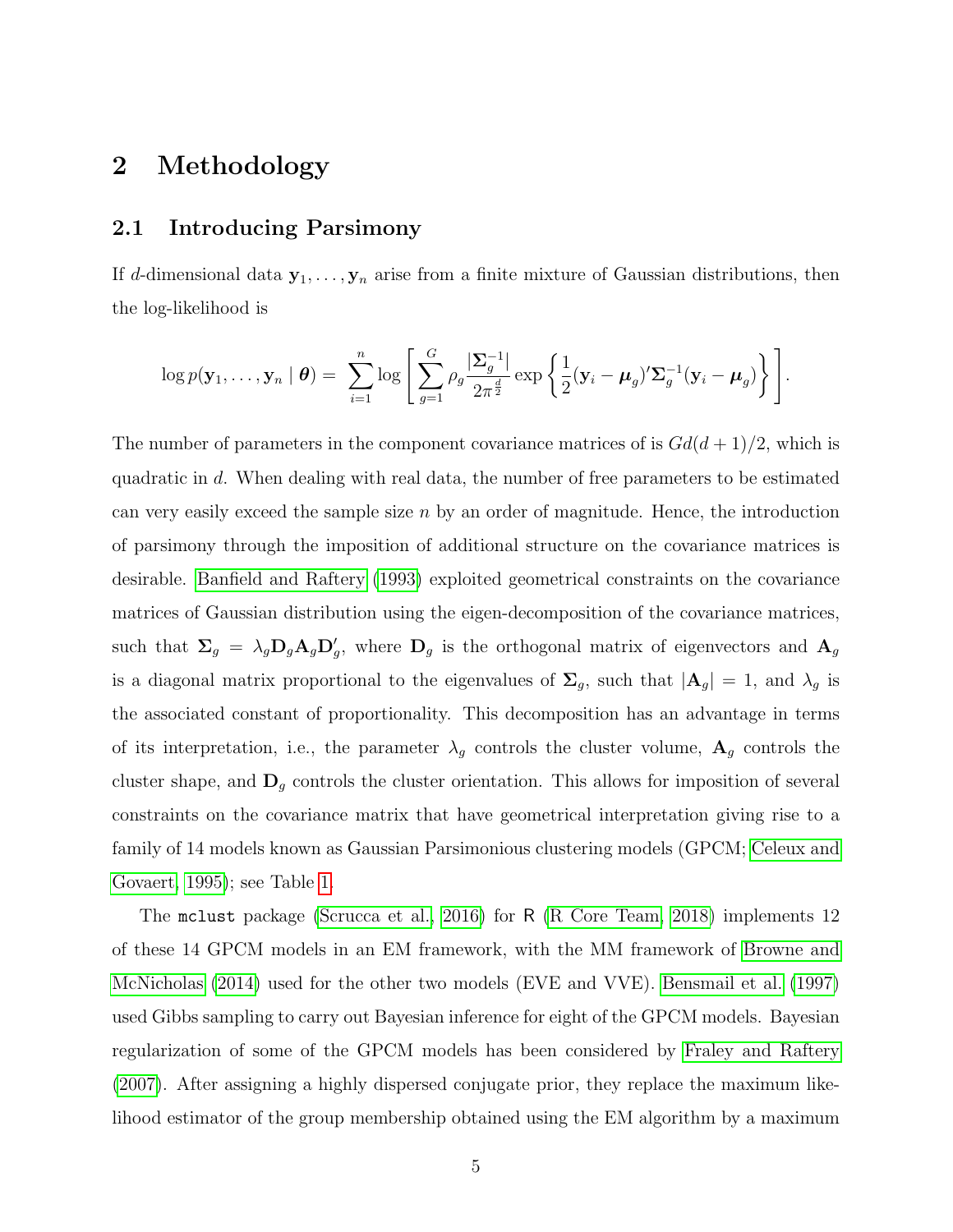# 2 Methodology

## 2.1 Introducing Parsimony

If $d$-dimensional data $\mathbf{y}_1, \ldots, \mathbf{y}_n$ arise from a finite mixture of Gaussian distributions, then the log-likelihood is

$$\log p(\mathbf{y}_1, \ldots, \mathbf{y}_n \mid \boldsymbol{\theta}) = \sum_{i=1}^{n} \log \left[ \sum_{g=1}^{G} \rho_g \frac{|\boldsymbol{\Sigma}_g^{-1}|}{2\pi^{\frac{d}{2}}} \exp\left\{ \frac{1}{2} (\mathbf{y}_i - \boldsymbol{\mu}_g)' \boldsymbol{\Sigma}_g^{-1} (\mathbf{y}_i - \boldsymbol{\mu}_g) \right\} \right].$$

The number of parameters in the component covariance matrices of is $Gd(d+1)/2$, which is quadratic in $d$. When dealing with real data, the number of free parameters to be estimated can very easily exceed the sample size $n$ by an order of magnitude. Hence, the introduction of parsimony through the imposition of additional structure on the covariance matrices is desirable. Banfield and Raftery (1993) exploited geometrical constraints on the covariance matrices of Gaussian distribution using the eigen-decomposition of the covariance matrices, such that $\boldsymbol{\Sigma}_g = \lambda_g \mathbf{D}_g \mathbf{A}_g \mathbf{D}_g'$, where $\mathbf{D}_g$ is the orthogonal matrix of eigenvectors and $\mathbf{A}_g$ is a diagonal matrix proportional to the eigenvalues of $\boldsymbol{\Sigma}_g$, such that $|\mathbf{A}_g| = 1$, and $\lambda_g$ is the associated constant of proportionality. This decomposition has an advantage in terms of its interpretation, i.e., the parameter $\lambda_g$ controls the cluster volume, $\mathbf{A}_g$ controls the cluster shape, and $\mathbf{D}_g$ controls the cluster orientation. This allows for imposition of several constraints on the covariance matrix that have geometrical interpretation giving rise to a family of 14 models known as Gaussian Parsimonious clustering models (GPCM; Celeux and Govaert, 1995); see Table 1.

The `mclust` package (Scrucca et al., 2016) for R (R Core Team, 2018) implements 12 of these 14 GPCM models in an EM framework, with the MM framework of Browne and McNicholas (2014) used for the other two models (EVE and VVE). Bensmail et al. (1997) used Gibbs sampling to carry out Bayesian inference for eight of the GPCM models. Bayesian regularization of some of the GPCM models has been considered by Fraley and Raftery (2007). After assigning a highly dispersed conjugate prior, they replace the maximum likelihood estimator of the group membership obtained using the EM algorithm by a maximum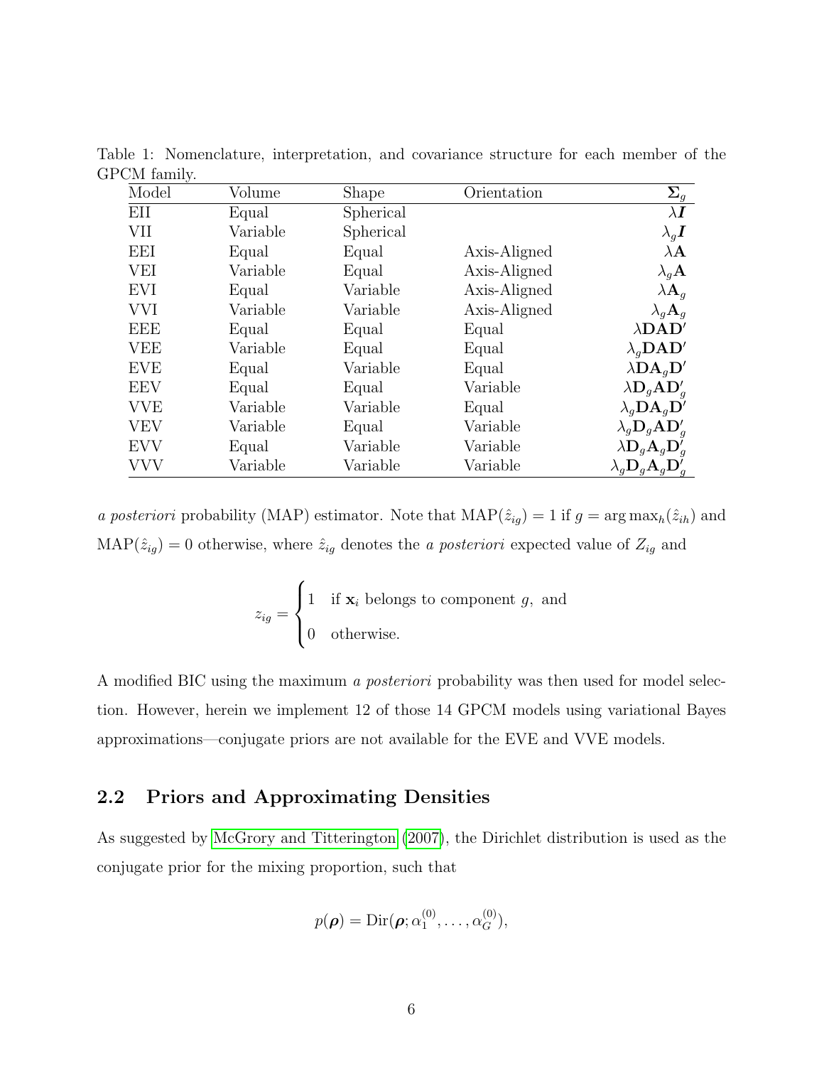Table 1: Nomenclature, interpretation, and covariance structure for each member of the GPCM family.

| Model | Volume | Shape | Orientation | $\mathbf{\Sigma}_g$ |
|---|---|---|---|---|
| EII | Equal | Spherical | | $\lambda \boldsymbol{I}$ |
| VII | Variable | Spherical | | $\lambda_g \boldsymbol{I}$ |
| EEI | Equal | Equal | Axis-Aligned | $\lambda \mathbf{A}$ |
| VEI | Variable | Equal | Axis-Aligned | $\lambda_g \mathbf{A}$ |
| EVI | Equal | Variable | Axis-Aligned | $\lambda \mathbf{A}_g$ |
| VVI | Variable | Variable | Axis-Aligned | $\lambda_g \mathbf{A}_g$ |
| EEE | Equal | Equal | Equal | $\lambda \mathbf{D}\mathbf{A}\mathbf{D}'$ |
| VEE | Variable | Equal | Equal | $\lambda_g \mathbf{D}\mathbf{A}\mathbf{D}'$ |
| EVE | Equal | Variable | Equal | $\lambda \mathbf{D}\mathbf{A}_g\mathbf{D}'$ |
| EEV | Equal | Equal | Variable | $\lambda \mathbf{D}_g\mathbf{A}\mathbf{D}_g'$ |
| VVE | Variable | Variable | Equal | $\lambda_g \mathbf{D}\mathbf{A}_g\mathbf{D}'$ |
| VEV | Variable | Equal | Variable | $\lambda_g \mathbf{D}_g\mathbf{A}\mathbf{D}_g'$ |
| EVV | Equal | Variable | Variable | $\lambda \mathbf{D}_g\mathbf{A}_g\mathbf{D}_g'$ |
| VVV | Variable | Variable | Variable | $\lambda_g \mathbf{D}_g\mathbf{A}_g\mathbf{D}_g'$ |

*a posteriori* probability (MAP) estimator. Note that $\text{MAP}(\hat{z}_{ig}) = 1$ if $g = \arg\max_h(\hat{z}_{ih})$ and $\text{MAP}(\hat{z}_{ig}) = 0$ otherwise, where $\hat{z}_{ig}$ denotes the *a posteriori* expected value of $Z_{ig}$ and

$$
z_{ig} = \begin{cases} 1 & \text{if } \mathbf{x}_i \text{ belongs to component } g, \text{ and} \\ 0 & \text{otherwise.} \end{cases}
$$

A modified BIC using the maximum *a posteriori* probability was then used for model selection. However, herein we implement 12 of those 14 GPCM models using variational Bayes approximations—conjugate priors are not available for the EVE and VVE models.

## 2.2 Priors and Approximating Densities

As suggested by McGrory and Titterington (2007), the Dirichlet distribution is used as the conjugate prior for the mixing proportion, such that

$$
p(\boldsymbol{\rho}) = \text{Dir}(\boldsymbol{\rho}; \alpha_1^{(0)}, \dots, \alpha_G^{(0)}),
$$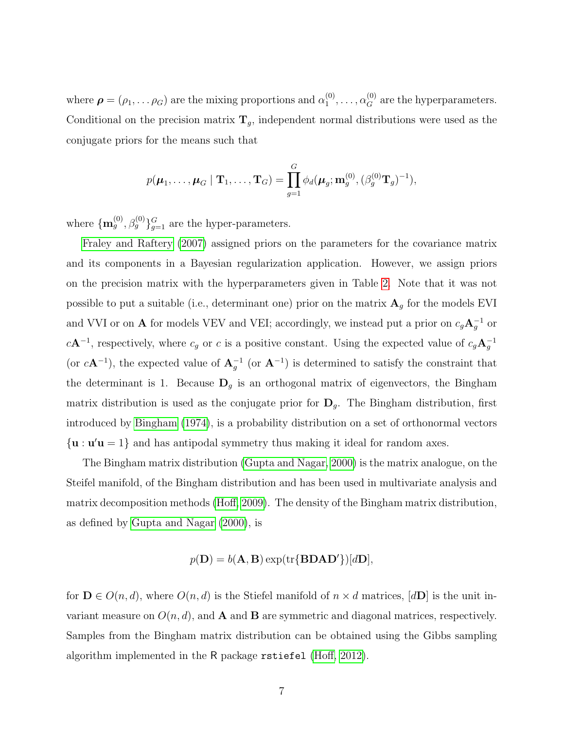where $\boldsymbol{\rho} = (\rho_1, \dots \rho_G)$ are the mixing proportions and $\alpha_1^{(0)}, \dots, \alpha_G^{(0)}$ are the hyperparameters. Conditional on the precision matrix $\mathbf{T}_g$, independent normal distributions were used as the conjugate priors for the means such that

$$p(\boldsymbol{\mu}_1, \dots, \boldsymbol{\mu}_G \mid \mathbf{T}_1, \dots, \mathbf{T}_G) = \prod_{g=1}^{G} \phi_d(\boldsymbol{\mu}_g; \mathbf{m}_g^{(0)}, (\beta_g^{(0)}\mathbf{T}_g)^{-1}),$$

where $\{\mathbf{m}_g^{(0)}, \beta_g^{(0)}\}_{g=1}^G$ are the hyper-parameters.

Fraley and Raftery (2007) assigned priors on the parameters for the covariance matrix and its components in a Bayesian regularization application. However, we assign priors on the precision matrix with the hyperparameters given in Table 2. Note that it was not possible to put a suitable (i.e., determinant one) prior on the matrix $\mathbf{A}_g$ for the models EVI and VVI or on $\mathbf{A}$ for models VEV and VEI; accordingly, we instead put a prior on $c_g\mathbf{A}_g^{-1}$ or $c\mathbf{A}^{-1}$, respectively, where $c_g$ or $c$ is a positive constant. Using the expected value of $c_g\mathbf{A}_g^{-1}$ (or $c\mathbf{A}^{-1}$), the expected value of $\mathbf{A}_g^{-1}$ (or $\mathbf{A}^{-1}$) is determined to satisfy the constraint that the determinant is 1. Because $\mathbf{D}_g$ is an orthogonal matrix of eigenvectors, the Bingham matrix distribution is used as the conjugate prior for $\mathbf{D}_g$. The Bingham distribution, first introduced by Bingham (1974), is a probability distribution on a set of orthonormal vectors $\{\mathbf{u} : \mathbf{u}'\mathbf{u} = 1\}$ and has antipodal symmetry thus making it ideal for random axes.

The Bingham matrix distribution (Gupta and Nagar, 2000) is the matrix analogue, on the Steifel manifold, of the Bingham distribution and has been used in multivariate analysis and matrix decomposition methods (Hoff, 2009). The density of the Bingham matrix distribution, as defined by Gupta and Nagar (2000), is

$$p(\mathbf{D}) = b(\mathbf{A}, \mathbf{B}) \exp(\text{tr}\{\mathbf{BDAD}'\})[d\mathbf{D}],$$

for $\mathbf{D} \in O(n, d)$, where $O(n, d)$ is the Stiefel manifold of $n \times d$ matrices, $[d\mathbf{D}]$ is the unit invariant measure on $O(n, d)$, and $\mathbf{A}$ and $\mathbf{B}$ are symmetric and diagonal matrices, respectively. Samples from the Bingham matrix distribution can be obtained using the Gibbs sampling algorithm implemented in the R package `rstiefel` (Hoff, 2012).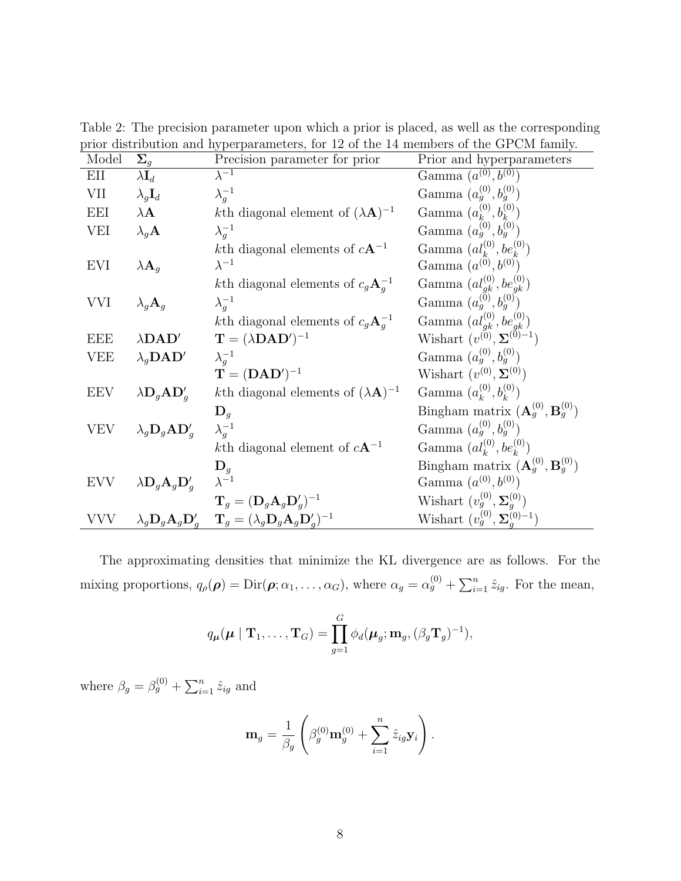Table 2: The precision parameter upon which a prior is placed, as well as the corresponding prior distribution and hyperparameters, for 12 of the 14 members of the GPCM family.

| Model | $\boldsymbol{\Sigma}_g$ | Precision parameter for prior | Prior and hyperparameters |
|---|---|---|---|
| EII | $\lambda\mathbf{I}_d$ | $\lambda^{-1}$ | Gamma $(a^{(0)}, b^{(0)})$ |
| VII | $\lambda_g\mathbf{I}_d$ | $\lambda_g^{-1}$ | Gamma $(a_g^{(0)}, b_g^{(0)})$ |
| EEI | $\lambda\mathbf{A}$ | $k$th diagonal element of $(\lambda\mathbf{A})^{-1}$ | Gamma $(a_k^{(0)}, b_k^{(0)})$ |
| VEI | $\lambda_g\mathbf{A}$ | $\lambda_g^{-1}$ | Gamma $(a_g^{(0)}, b_g^{(0)})$ |
| | | $k$th diagonal elements of $c\mathbf{A}^{-1}$ | Gamma $(al_k^{(0)}, be_k^{(0)})$ |
| EVI | $\lambda\mathbf{A}_g$ | $\lambda^{-1}$ | Gamma $(a^{(0)}, b^{(0)})$ |
| | | $k$th diagonal elements of $c_g\mathbf{A}_g^{-1}$ | Gamma $(al_{gk}^{(0)}, be_{gk}^{(0)})$ |
| VVI | $\lambda_g\mathbf{A}_g$ | $\lambda_g^{-1}$ | Gamma $(a_g^{(0)}, b_g^{(0)})$ |
| | | $k$th diagonal elements of $c_g\mathbf{A}_g^{-1}$ | Gamma $(al_{gk}^{(0)}, be_{gk}^{(0)})$ |
| EEE | $\lambda\mathbf{DAD}'$ | $\mathbf{T} = (\lambda\mathbf{DAD}')^{-1}$ | Wishart $(v^{(0)}, \boldsymbol{\Sigma}^{(0)-1})$ |
| VEE | $\lambda_g\mathbf{DAD}'$ | $\lambda_g^{-1}$ | Gamma $(a_g^{(0)}, b_g^{(0)})$ |
| | | $\mathbf{T} = (\mathbf{DAD}')^{-1}$ | Wishart $(v^{(0)}, \boldsymbol{\Sigma}^{(0)})$ |
| EEV | $\lambda\mathbf{D}_g\mathbf{A}\mathbf{D}_g'$ | $k$th diagonal elements of $(\lambda\mathbf{A})^{-1}$ | Gamma $(a_k^{(0)}, b_k^{(0)})$ |
| | | $\mathbf{D}_g$ | Bingham matrix $(\mathbf{A}_g^{(0)}, \mathbf{B}_g^{(0)})$ |
| VEV | $\lambda_g\mathbf{D}_g\mathbf{A}\mathbf{D}_g'$ | $\lambda_g^{-1}$ | Gamma $(a_g^{(0)}, b_g^{(0)})$ |
| | | $k$th diagonal element of $c\mathbf{A}^{-1}$ | Gamma $(al_k^{(0)}, be_k^{(0)})$ |
| | | $\mathbf{D}_g$ | Bingham matrix $(\mathbf{A}_g^{(0)}, \mathbf{B}_g^{(0)})$ |
| EVV | $\lambda\mathbf{D}_g\mathbf{A}_g\mathbf{D}_g'$ | $\lambda^{-1}$ | Gamma $(a^{(0)}, b^{(0)})$ |
| | | $\mathbf{T}_g = (\mathbf{D}_g\mathbf{A}_g\mathbf{D}_g')^{-1}$ | Wishart $(v_g^{(0)}, \boldsymbol{\Sigma}_g^{(0)})$ |
| VVV | $\lambda_g\mathbf{D}_g\mathbf{A}_g\mathbf{D}_g'$ | $\mathbf{T}_g = (\lambda_g\mathbf{D}_g\mathbf{A}_g\mathbf{D}_g')^{-1}$ | Wishart $(v_g^{(0)}, \boldsymbol{\Sigma}_g^{(0)-1})$ |

The approximating densities that minimize the KL divergence are as follows. For the mixing proportions, $q_\rho(\boldsymbol{\rho}) = \text{Dir}(\boldsymbol{\rho}; \alpha_1, \ldots, \alpha_G)$, where $\alpha_g = \alpha_g^{(0)} + \sum_{i=1}^n \hat{z}_{ig}$. For the mean,

$$q_{\boldsymbol{\mu}}(\boldsymbol{\mu} \mid \mathbf{T}_1, \ldots, \mathbf{T}_G) = \prod_{g=1}^{G} \phi_d(\boldsymbol{\mu}_g; \mathbf{m}_g, (\beta_g \mathbf{T}_g)^{-1}),$$

where $\beta_g = \beta_g^{(0)} + \sum_{i=1}^n \hat{z}_{ig}$ and

$$\mathbf{m}_g = \frac{1}{\beta_g}\left(\beta_g^{(0)}\mathbf{m}_g^{(0)} + \sum_{i=1}^{n} \hat{z}_{ig}\mathbf{y}_i\right).$$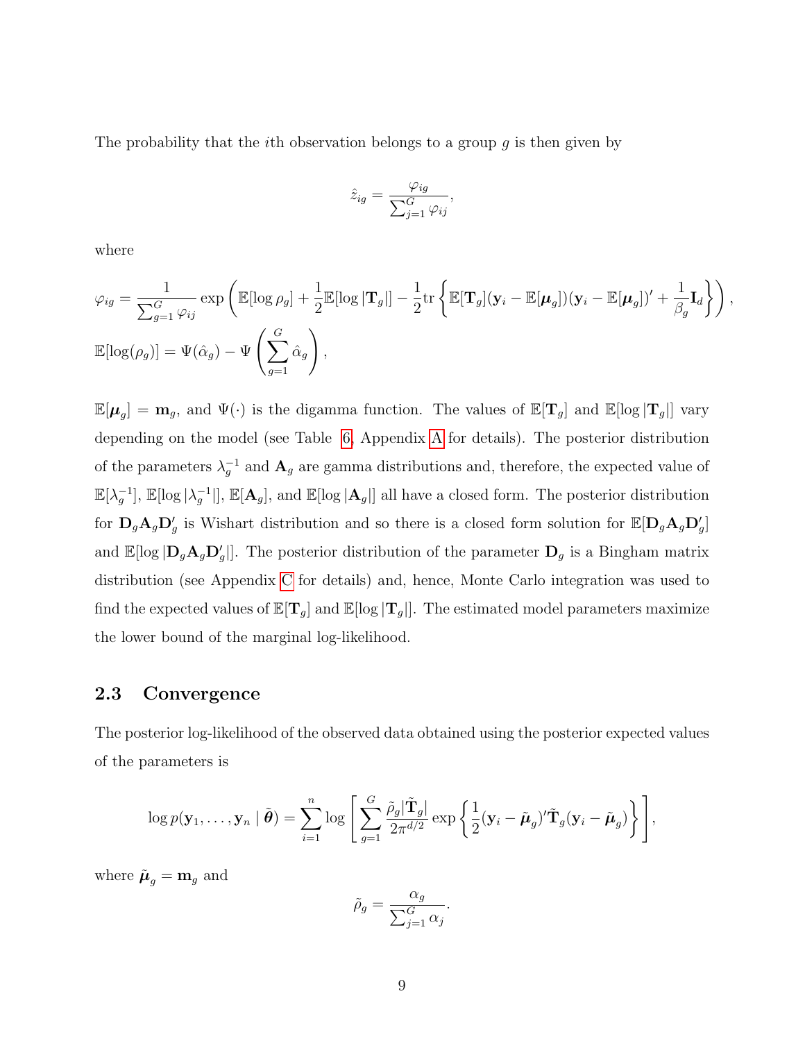The probability that the $i$th observation belongs to a group $g$ is then given by

$$\hat{z}_{ig} = \frac{\varphi_{ig}}{\sum_{j=1}^{G} \varphi_{ij}},$$

where

$$\varphi_{ig} = \frac{1}{\sum_{g=1}^{G} \varphi_{ij}} \exp\left( \mathbb{E}[\log \rho_g] + \frac{1}{2}\mathbb{E}[\log |\mathbf{T}_g|] - \frac{1}{2}\text{tr}\left\{ \mathbb{E}[\mathbf{T}_g](\mathbf{y}_i - \mathbb{E}[\boldsymbol{\mu}_g])(\mathbf{y}_i - \mathbb{E}[\boldsymbol{\mu}_g])' + \frac{1}{\beta_g}\mathbf{I}_d \right\} \right),$$

$$\mathbb{E}[\log(\rho_g)] = \Psi(\hat{\alpha}_g) - \Psi\left( \sum_{g=1}^{G} \hat{\alpha}_g \right),$$

$\mathbb{E}[\boldsymbol{\mu}_g] = \mathbf{m}_g$, and $\Psi(\cdot)$ is the digamma function. The values of $\mathbb{E}[\mathbf{T}_g]$ and $\mathbb{E}[\log |\mathbf{T}_g|]$ vary depending on the model (see Table 6, Appendix A for details). The posterior distribution of the parameters $\lambda_g^{-1}$ and $\mathbf{A}_g$ are gamma distributions and, therefore, the expected value of $\mathbb{E}[\lambda_g^{-1}]$, $\mathbb{E}[\log |\lambda_g^{-1}|]$, $\mathbb{E}[\mathbf{A}_g]$, and $\mathbb{E}[\log |\mathbf{A}_g|]$ all have a closed form. The posterior distribution for $\mathbf{D}_g\mathbf{A}_g\mathbf{D}_g'$ is Wishart distribution and so there is a closed form solution for $\mathbb{E}[\mathbf{D}_g\mathbf{A}_g\mathbf{D}_g']$ and $\mathbb{E}[\log |\mathbf{D}_g\mathbf{A}_g\mathbf{D}_g'|]$. The posterior distribution of the parameter $\mathbf{D}_g$ is a Bingham matrix distribution (see Appendix C for details) and, hence, Monte Carlo integration was used to find the expected values of $\mathbb{E}[\mathbf{T}_g]$ and $\mathbb{E}[\log |\mathbf{T}_g|]$. The estimated model parameters maximize the lower bound of the marginal log-likelihood.

## 2.3 Convergence

The posterior log-likelihood of the observed data obtained using the posterior expected values of the parameters is

$$\log p(\mathbf{y}_1, \ldots, \mathbf{y}_n \mid \tilde{\boldsymbol{\theta}}) = \sum_{i=1}^{n} \log \left[ \sum_{g=1}^{G} \frac{\tilde{\rho}_g |\tilde{\mathbf{T}}_g|}{2\pi^{d/2}} \exp\left\{ \frac{1}{2}(\mathbf{y}_i - \tilde{\boldsymbol{\mu}}_g)'\tilde{\mathbf{T}}_g(\mathbf{y}_i - \tilde{\boldsymbol{\mu}}_g) \right\} \right],$$

where $\tilde{\boldsymbol{\mu}}_g = \mathbf{m}_g$ and

$$\tilde{\rho}_g = \frac{\alpha_g}{\sum_{j=1}^{G} \alpha_j}.$$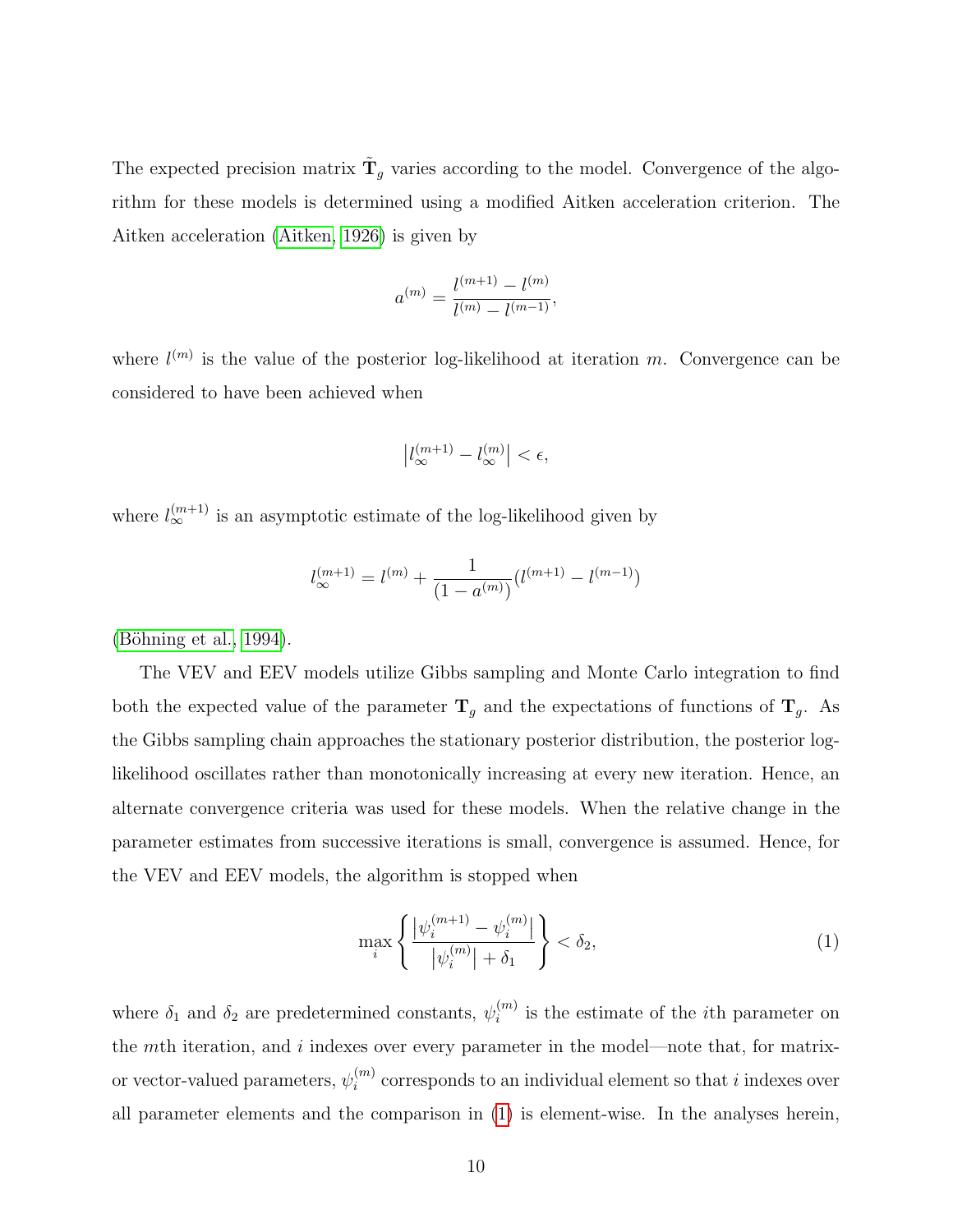The expected precision matrix $\tilde{\mathbf{T}}_g$ varies according to the model. Convergence of the algorithm for these models is determined using a modified Aitken acceleration criterion. The Aitken acceleration (Aitken, 1926) is given by

$$a^{(m)} = \frac{l^{(m+1)} - l^{(m)}}{l^{(m)} - l^{(m-1)}},$$

where $l^{(m)}$ is the value of the posterior log-likelihood at iteration $m$. Convergence can be considered to have been achieved when

$$\left| l_{\infty}^{(m+1)} - l_{\infty}^{(m)} \right| < \epsilon,$$

where $l_{\infty}^{(m+1)}$ is an asymptotic estimate of the log-likelihood given by

$$l_{\infty}^{(m+1)} = l^{(m)} + \frac{1}{(1 - a^{(m)})}(l^{(m+1)} - l^{(m-1)})$$

(Böhning et al., 1994).

The VEV and EEV models utilize Gibbs sampling and Monte Carlo integration to find both the expected value of the parameter $\mathbf{T}_g$ and the expectations of functions of $\mathbf{T}_g$. As the Gibbs sampling chain approaches the stationary posterior distribution, the posterior log-likelihood oscillates rather than monotonically increasing at every new iteration. Hence, an alternate convergence criteria was used for these models. When the relative change in the parameter estimates from successive iterations is small, convergence is assumed. Hence, for the VEV and EEV models, the algorithm is stopped when

$$\max_i \left\{ \frac{\left| \psi_i^{(m+1)} - \psi_i^{(m)} \right|}{\left| \psi_i^{(m)} \right| + \delta_1} \right\} < \delta_2, \tag{1}$$

where $\delta_1$ and $\delta_2$ are predetermined constants, $\psi_i^{(m)}$ is the estimate of the $i$th parameter on the $m$th iteration, and $i$ indexes over every parameter in the model—note that, for matrix- or vector-valued parameters, $\psi_i^{(m)}$ corresponds to an individual element so that $i$ indexes over all parameter elements and the comparison in (1) is element-wise. In the analyses herein,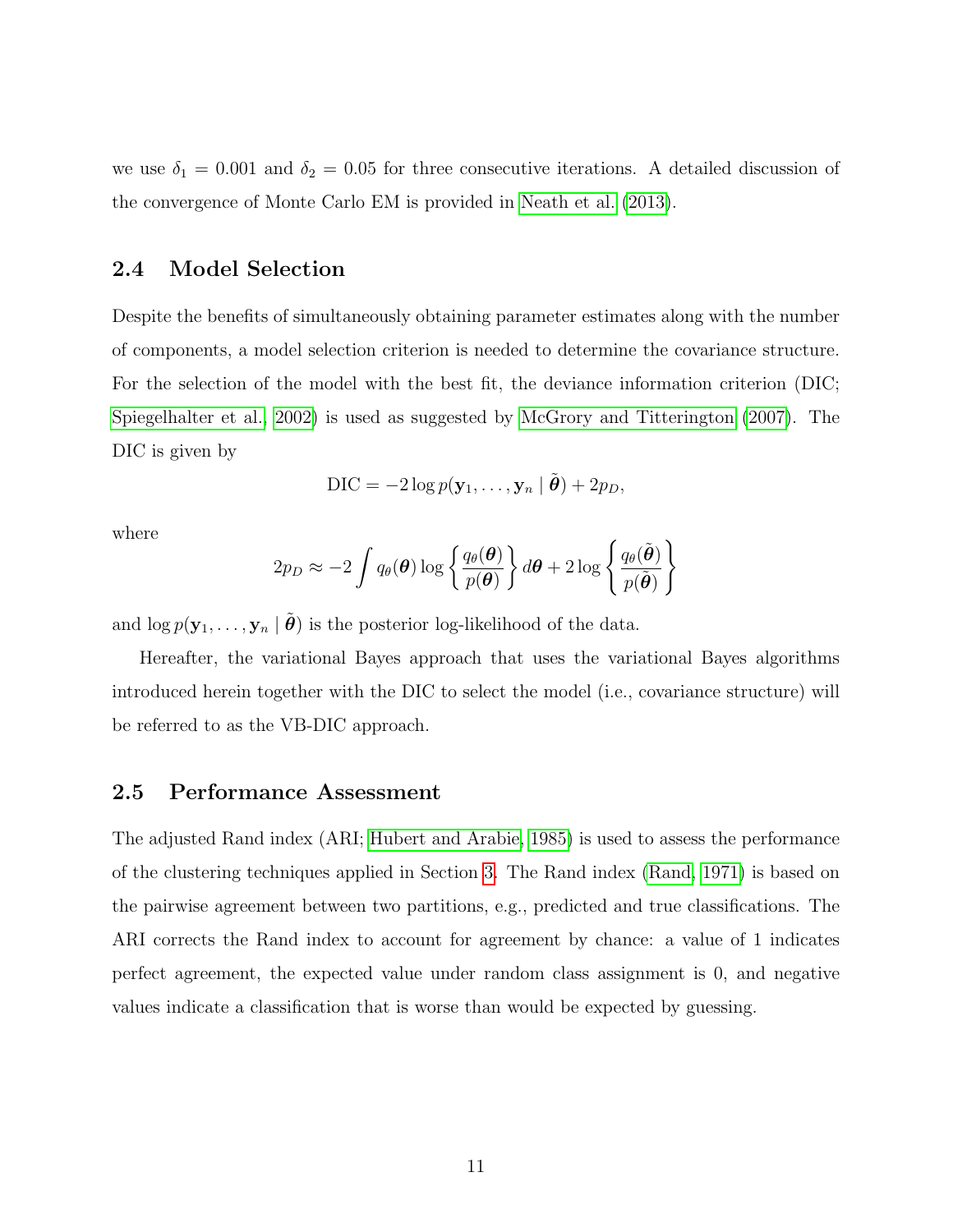we use $\delta_1 = 0.001$ and $\delta_2 = 0.05$ for three consecutive iterations. A detailed discussion of the convergence of Monte Carlo EM is provided in Neath et al. (2013).

### 2.4 Model Selection

Despite the benefits of simultaneously obtaining parameter estimates along with the number of components, a model selection criterion is needed to determine the covariance structure. For the selection of the model with the best fit, the deviance information criterion (DIC; Spiegelhalter et al., 2002) is used as suggested by McGrory and Titterington (2007). The DIC is given by

$$\text{DIC} = -2 \log p(\mathbf{y}_1, \ldots, \mathbf{y}_n \mid \tilde{\boldsymbol{\theta}}) + 2p_D,$$

where

$$2p_D \approx -2 \int q_\theta(\boldsymbol{\theta}) \log \left\{ \frac{q_\theta(\boldsymbol{\theta})}{p(\boldsymbol{\theta})} \right\} d\boldsymbol{\theta} + 2 \log \left\{ \frac{q_\theta(\tilde{\boldsymbol{\theta}})}{p(\tilde{\boldsymbol{\theta}})} \right\}$$

and $\log p(\mathbf{y}_1, \ldots, \mathbf{y}_n \mid \tilde{\boldsymbol{\theta}})$ is the posterior log-likelihood of the data.

Hereafter, the variational Bayes approach that uses the variational Bayes algorithms introduced herein together with the DIC to select the model (i.e., covariance structure) will be referred to as the VB-DIC approach.

### 2.5 Performance Assessment

The adjusted Rand index (ARI; Hubert and Arabie, 1985) is used to assess the performance of the clustering techniques applied in Section 3. The Rand index (Rand, 1971) is based on the pairwise agreement between two partitions, e.g., predicted and true classifications. The ARI corrects the Rand index to account for agreement by chance: a value of 1 indicates perfect agreement, the expected value under random class assignment is 0, and negative values indicate a classification that is worse than would be expected by guessing.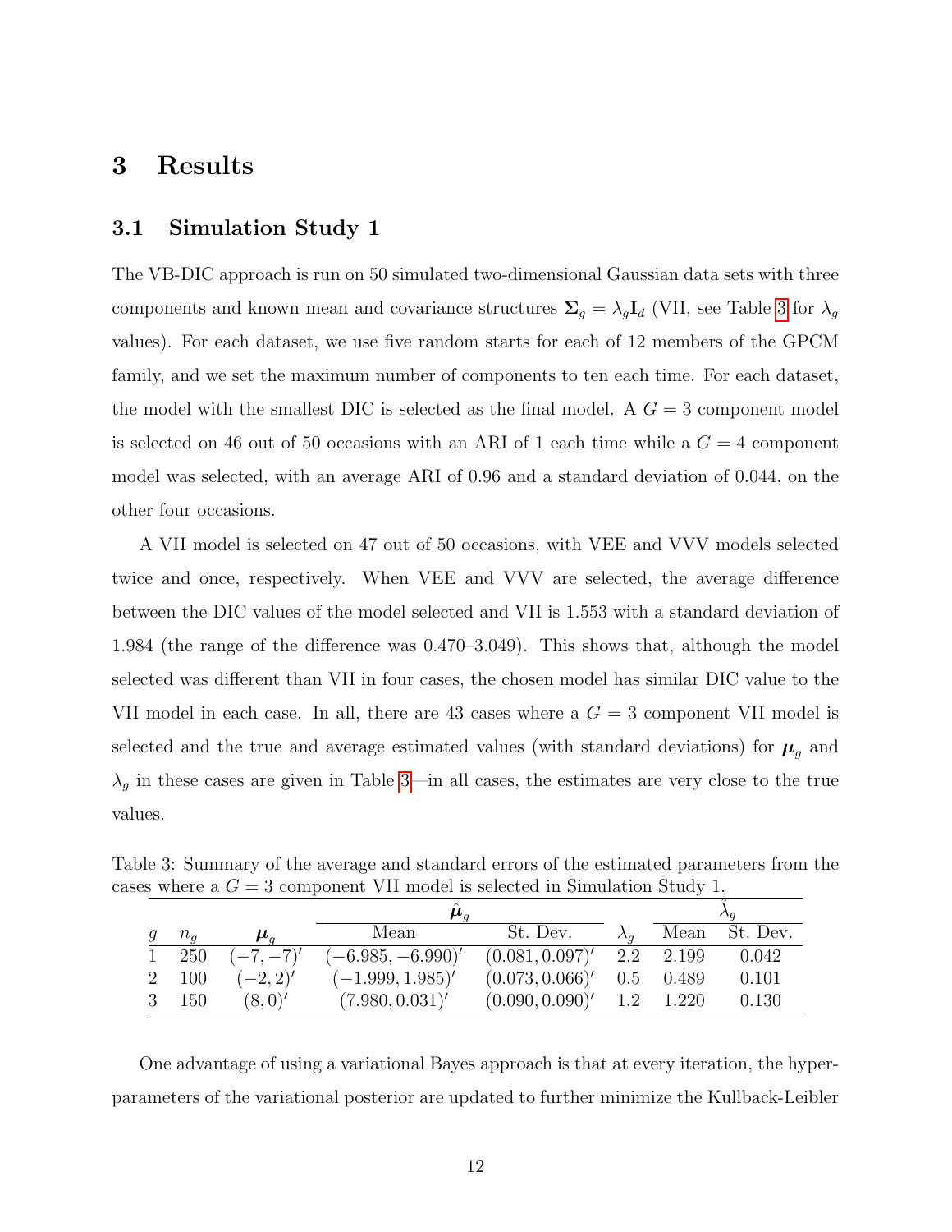# 3 Results

## 3.1 Simulation Study 1

The VB-DIC approach is run on 50 simulated two-dimensional Gaussian data sets with three components and known mean and covariance structures $\boldsymbol{\Sigma}_g = \lambda_g \mathbf{I}_d$ (VII, see Table 3 for $\lambda_g$ values). For each dataset, we use five random starts for each of 12 members of the GPCM family, and we set the maximum number of components to ten each time. For each dataset, the model with the smallest DIC is selected as the final model. A $G = 3$ component model is selected on 46 out of 50 occasions with an ARI of 1 each time while a $G = 4$ component model was selected, with an average ARI of 0.96 and a standard deviation of 0.044, on the other four occasions.

A VII model is selected on 47 out of 50 occasions, with VEE and VVV models selected twice and once, respectively. When VEE and VVV are selected, the average difference between the DIC values of the model selected and VII is 1.553 with a standard deviation of 1.984 (the range of the difference was 0.470–3.049). This shows that, although the model selected was different than VII in four cases, the chosen model has similar DIC value to the VII model in each case. In all, there are 43 cases where a $G = 3$ component VII model is selected and the true and average estimated values (with standard deviations) for $\boldsymbol{\mu}_g$ and $\lambda_g$ in these cases are given in Table 3—in all cases, the estimates are very close to the true values.

Table 3: Summary of the average and standard errors of the estimated parameters from the cases where a $G = 3$ component VII model is selected in Simulation Study 1.

| | | | $\hat{\boldsymbol{\mu}}_g$ | | | $\hat{\lambda}_g$ | |
|---|---|---|---|---|---|---|---|
| $g$ | $n_g$ | $\boldsymbol{\mu}_g$ | Mean | St. Dev. | $\lambda_g$ | Mean | St. Dev. |
| 1 | 250 | $(-7,-7)'$ | $(-6.985, -6.990)'$ | $(0.081, 0.097)'$ | 2.2 | 2.199 | 0.042 |
| 2 | 100 | $(-2, 2)'$ | $(-1.999, 1.985)'$ | $(0.073, 0.066)'$ | 0.5 | 0.489 | 0.101 |
| 3 | 150 | $(8, 0)'$ | $(7.980, 0.031)'$ | $(0.090, 0.090)'$ | 1.2 | 1.220 | 0.130 |

One advantage of using a variational Bayes approach is that at every iteration, the hyper-parameters of the variational posterior are updated to further minimize the Kullback-Leibler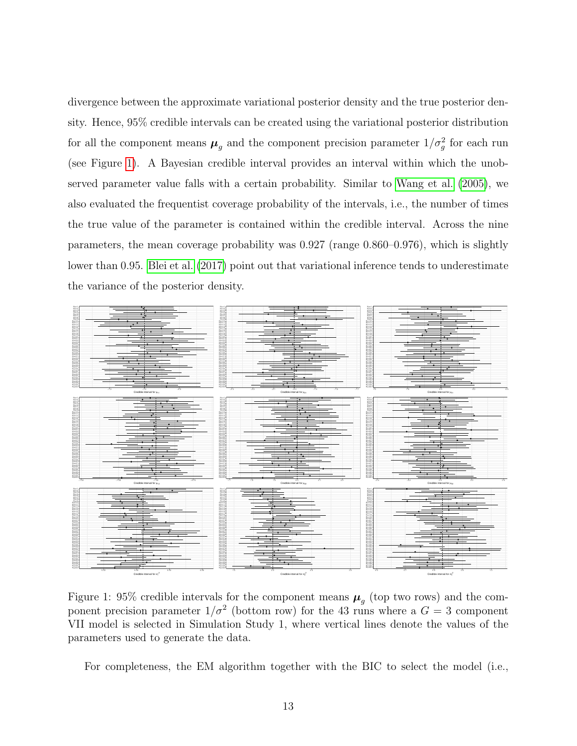divergence between the approximate variational posterior density and the true posterior density. Hence, 95% credible intervals can be created using the variational posterior distribution for all the component means $\boldsymbol{\mu}_g$ and the component precision parameter $1/\sigma_g^2$ for each run (see Figure 1). A Bayesian credible interval provides an interval within which the unobserved parameter value falls with a certain probability. Similar to Wang et al. (2005), we also evaluated the frequentist coverage probability of the intervals, i.e., the number of times the true value of the parameter is contained within the credible interval. Across the nine parameters, the mean coverage probability was 0.927 (range 0.860–0.976), which is slightly lower than 0.95. Blei et al. (2017) point out that variational inference tends to underestimate the variance of the posterior density.

Figure 1: 95% credible intervals for the component means $\boldsymbol{\mu}_g$ (top two rows) and the component precision parameter $1/\sigma^2$ (bottom row) for the 43 runs where a $G = 3$ component VII model is selected in Simulation Study 1, where vertical lines denote the values of the parameters used to generate the data.

For completeness, the EM algorithm together with the BIC to select the model (i.e.,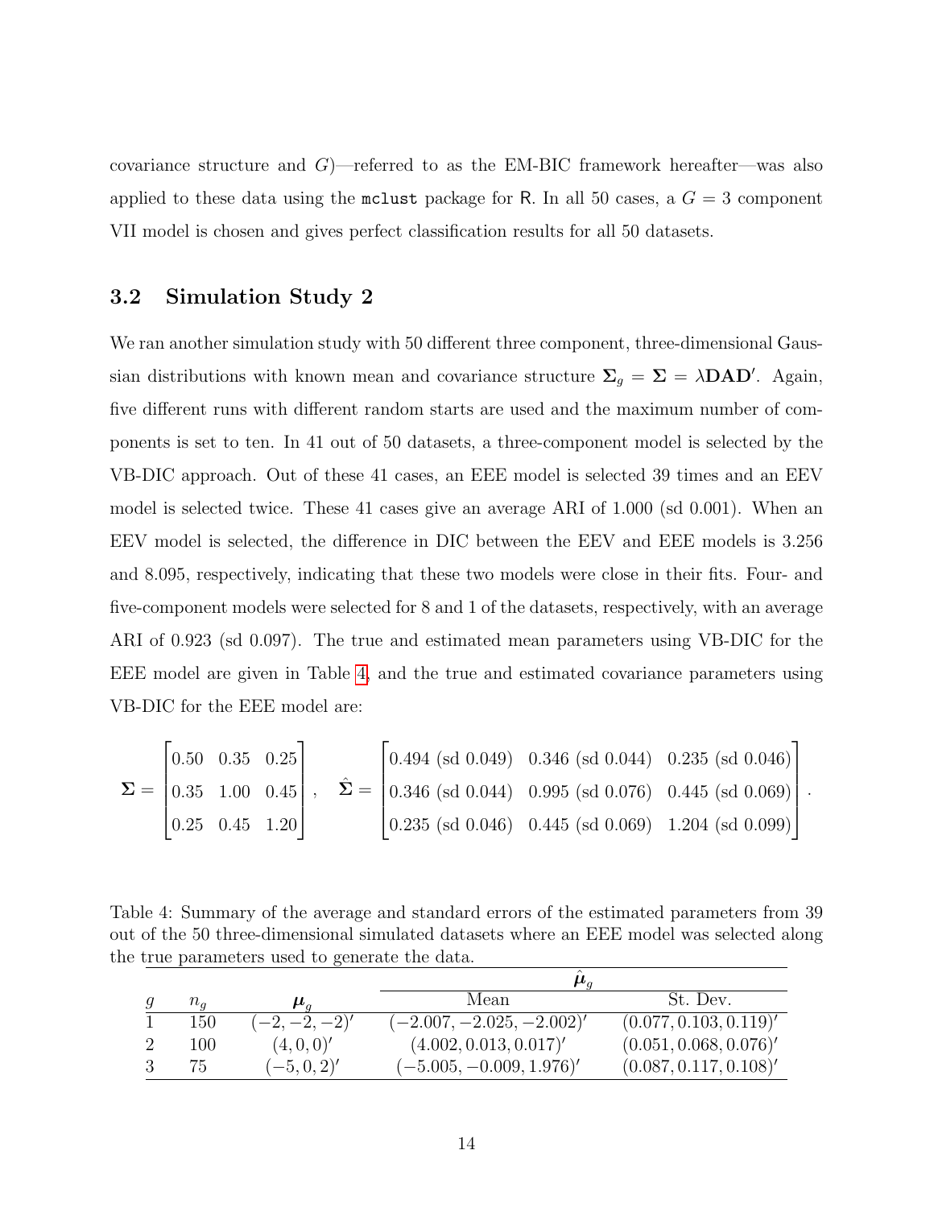covariance structure and $G$)—referred to as the EM-BIC framework hereafter—was also applied to these data using the `mclust` package for R. In all 50 cases, a $G = 3$ component VII model is chosen and gives perfect classification results for all 50 datasets.

### 3.2 Simulation Study 2

We ran another simulation study with 50 different three component, three-dimensional Gaussian distributions with known mean and covariance structure $\boldsymbol{\Sigma}_g = \boldsymbol{\Sigma} = \lambda \mathbf{D}\mathbf{A}\mathbf{D}'$. Again, five different runs with different random starts are used and the maximum number of components is set to ten. In 41 out of 50 datasets, a three-component model is selected by the VB-DIC approach. Out of these 41 cases, an EEE model is selected 39 times and an EEV model is selected twice. These 41 cases give an average ARI of 1.000 (sd 0.001). When an EEV model is selected, the difference in DIC between the EEV and EEE models is 3.256 and 8.095, respectively, indicating that these two models were close in their fits. Four- and five-component models were selected for 8 and 1 of the datasets, respectively, with an average ARI of 0.923 (sd 0.097). The true and estimated mean parameters using VB-DIC for the EEE model are given in Table 4, and the true and estimated covariance parameters using VB-DIC for the EEE model are:

$$\boldsymbol{\Sigma} = \begin{bmatrix} 0.50 & 0.35 & 0.25 \\ 0.35 & 1.00 & 0.45 \\ 0.25 & 0.45 & 1.20 \end{bmatrix}, \quad \hat{\boldsymbol{\Sigma}} = \begin{bmatrix} 0.494 \text{ (sd } 0.049) & 0.346 \text{ (sd } 0.044) & 0.235 \text{ (sd } 0.046) \\ 0.346 \text{ (sd } 0.044) & 0.995 \text{ (sd } 0.076) & 0.445 \text{ (sd } 0.069) \\ 0.235 \text{ (sd } 0.046) & 0.445 \text{ (sd } 0.069) & 1.204 \text{ (sd } 0.099) \end{bmatrix}.$$

Table 4: Summary of the average and standard errors of the estimated parameters from 39 out of the 50 three-dimensional simulated datasets where an EEE model was selected along the true parameters used to generate the data.

| | | | $\hat{\boldsymbol{\mu}}_g$ | |
|---|---|---|---|---|
| $g$ | $n_g$ | $\boldsymbol{\mu}_g$ | Mean | St. Dev. |
| 1 | 150 | $(-2,-2,-2)'$ | $(-2.007,-2.025,-2.002)'$ | $(0.077,0.103,0.119)'$ |
| 2 | 100 | $(4,0,0)'$ | $(4.002,0.013,0.017)'$ | $(0.051,0.068,0.076)'$ |
| 3 | 75 | $(-5,0,2)'$ | $(-5.005,-0.009,1.976)'$ | $(0.087,0.117,0.108)'$ |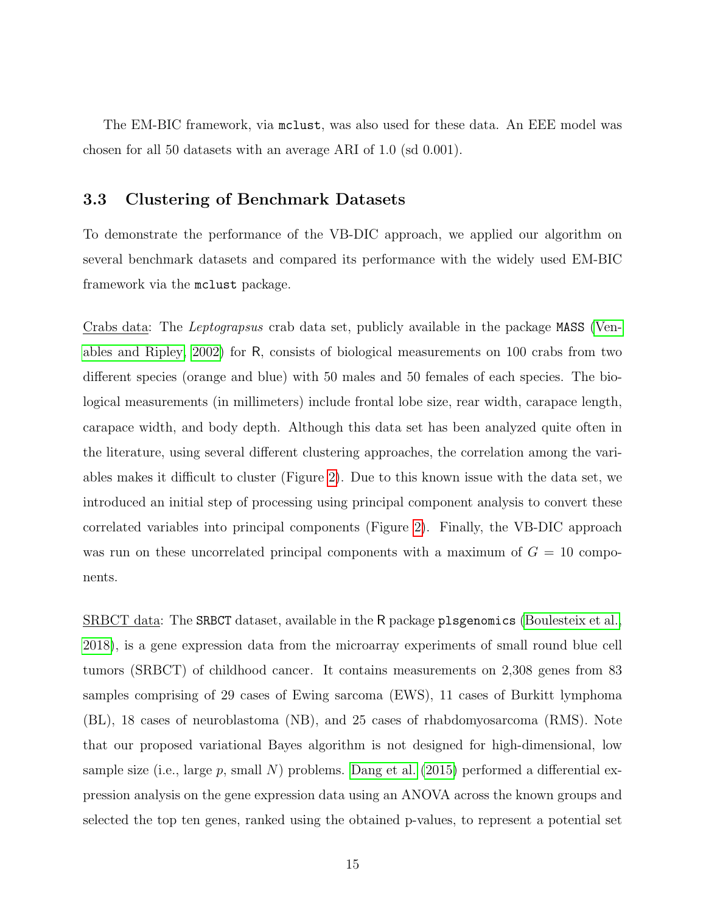The EM-BIC framework, via `mclust`, was also used for these data. An EEE model was chosen for all 50 datasets with an average ARI of 1.0 (sd 0.001).

### 3.3 Clustering of Benchmark Datasets

To demonstrate the performance of the VB-DIC approach, we applied our algorithm on several benchmark datasets and compared its performance with the widely used EM-BIC framework via the `mclust` package.

Crabs data: The *Leptograpsus* crab data set, publicly available in the package `MASS` (Venables and Ripley, 2002) for R, consists of biological measurements on 100 crabs from two different species (orange and blue) with 50 males and 50 females of each species. The biological measurements (in millimeters) include frontal lobe size, rear width, carapace length, carapace width, and body depth. Although this data set has been analyzed quite often in the literature, using several different clustering approaches, the correlation among the variables makes it difficult to cluster (Figure 2). Due to this known issue with the data set, we introduced an initial step of processing using principal component analysis to convert these correlated variables into principal components (Figure 2). Finally, the VB-DIC approach was run on these uncorrelated principal components with a maximum of $G = 10$ components.

SRBCT data: The `SRBCT` dataset, available in the R package `plsgenomics` (Boulesteix et al., 2018), is a gene expression data from the microarray experiments of small round blue cell tumors (SRBCT) of childhood cancer. It contains measurements on 2,308 genes from 83 samples comprising of 29 cases of Ewing sarcoma (EWS), 11 cases of Burkitt lymphoma (BL), 18 cases of neuroblastoma (NB), and 25 cases of rhabdomyosarcoma (RMS). Note that our proposed variational Bayes algorithm is not designed for high-dimensional, low sample size (i.e., large $p$, small $N$) problems. Dang et al. (2015) performed a differential expression analysis on the gene expression data using an ANOVA across the known groups and selected the top ten genes, ranked using the obtained p-values, to represent a potential set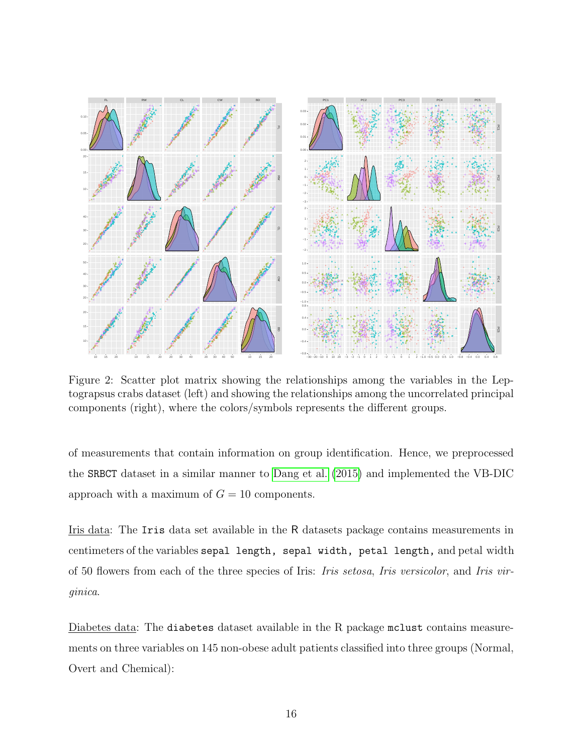Figure 2: Scatter plot matrix showing the relationships among the variables in the Leptograpsus crabs dataset (left) and showing the relationships among the uncorrelated principal components (right), where the colors/symbols represents the different groups.

of measurements that contain information on group identification. Hence, we preprocessed the SRBCT dataset in a similar manner to Dang et al. (2015) and implemented the VB-DIC approach with a maximum of $G = 10$ components.

Iris data: The Iris data set available in the R datasets package contains measurements in centimeters of the variables sepal length, sepal width, petal length, and petal width of 50 flowers from each of the three species of Iris: *Iris setosa*, *Iris versicolor*, and *Iris virginica*.

Diabetes data: The diabetes dataset available in the R package mclust contains measurements on three variables on 145 non-obese adult patients classified into three groups (Normal, Overt and Chemical):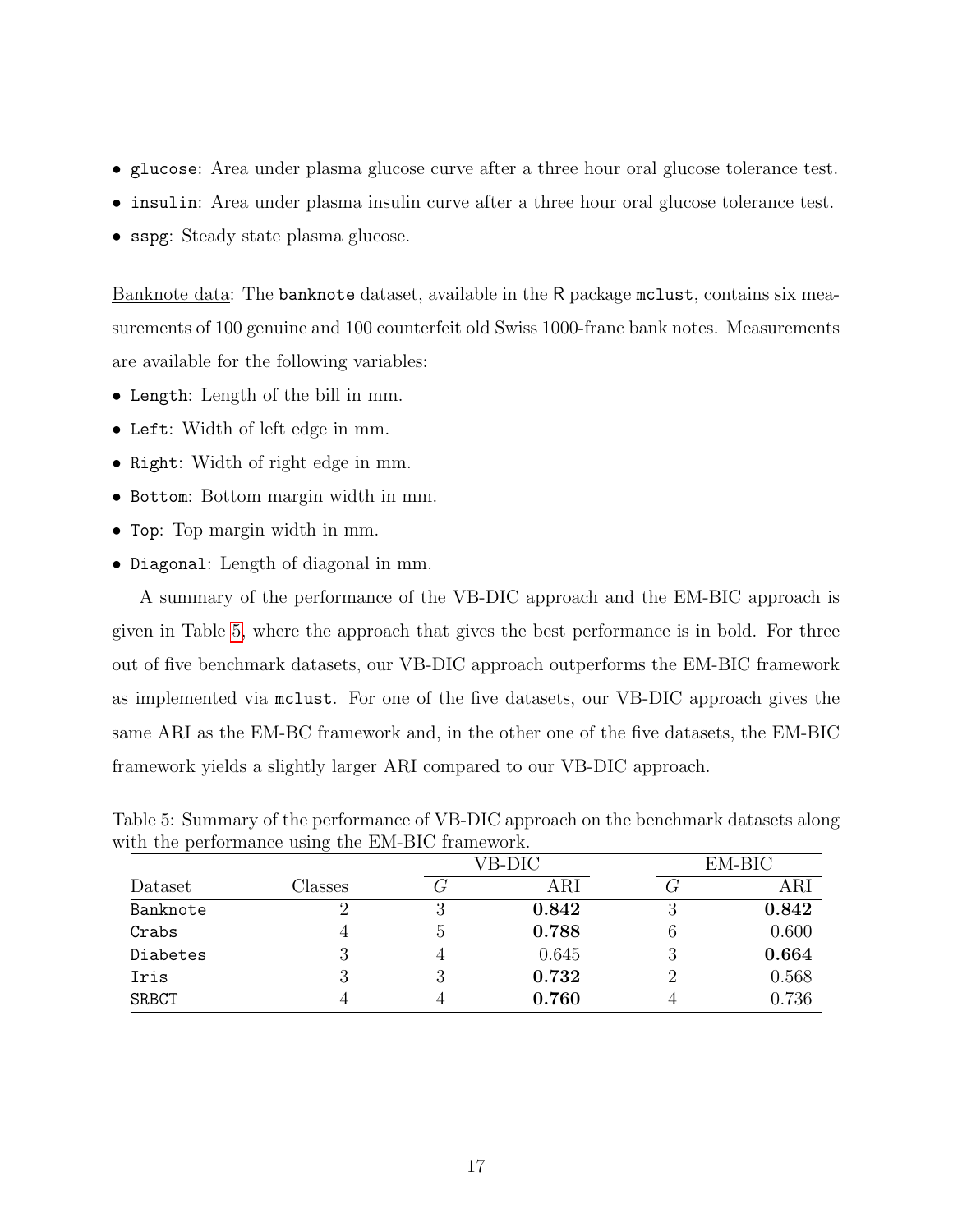- `glucose`: Area under plasma glucose curve after a three hour oral glucose tolerance test.
- `insulin`: Area under plasma insulin curve after a three hour oral glucose tolerance test.
- `sspg`: Steady state plasma glucose.

<u>Banknote data</u>: The `banknote` dataset, available in the R package `mclust`, contains six measurements of 100 genuine and 100 counterfeit old Swiss 1000-franc bank notes. Measurements are available for the following variables:

- `Length`: Length of the bill in mm.
- `Left`: Width of left edge in mm.
- `Right`: Width of right edge in mm.
- `Bottom`: Bottom margin width in mm.
- `Top`: Top margin width in mm.
- `Diagonal`: Length of diagonal in mm.

A summary of the performance of the VB-DIC approach and the EM-BIC approach is given in Table 5, where the approach that gives the best performance is in bold. For three out of five benchmark datasets, our VB-DIC approach outperforms the EM-BIC framework as implemented via `mclust`. For one of the five datasets, our VB-DIC approach gives the same ARI as the EM-BC framework and, in the other one of the five datasets, the EM-BIC framework yields a slightly larger ARI compared to our VB-DIC approach.

Table 5: Summary of the performance of VB-DIC approach on the benchmark datasets along with the performance using the EM-BIC framework.

| | | VB-DIC | | EM-BIC | |
|---|---|---|---|---|---|
| Dataset | Classes | $G$ | ARI | $G$ | ARI |
| `Banknote` | 2 | 3 | **0.842** | 3 | **0.842** |
| `Crabs` | 4 | 5 | **0.788** | 6 | 0.600 |
| `Diabetes` | 3 | 4 | 0.645 | 3 | **0.664** |
| `Iris` | 3 | 3 | **0.732** | 2 | 0.568 |
| `SRBCT` | 4 | 4 | **0.760** | 4 | 0.736 |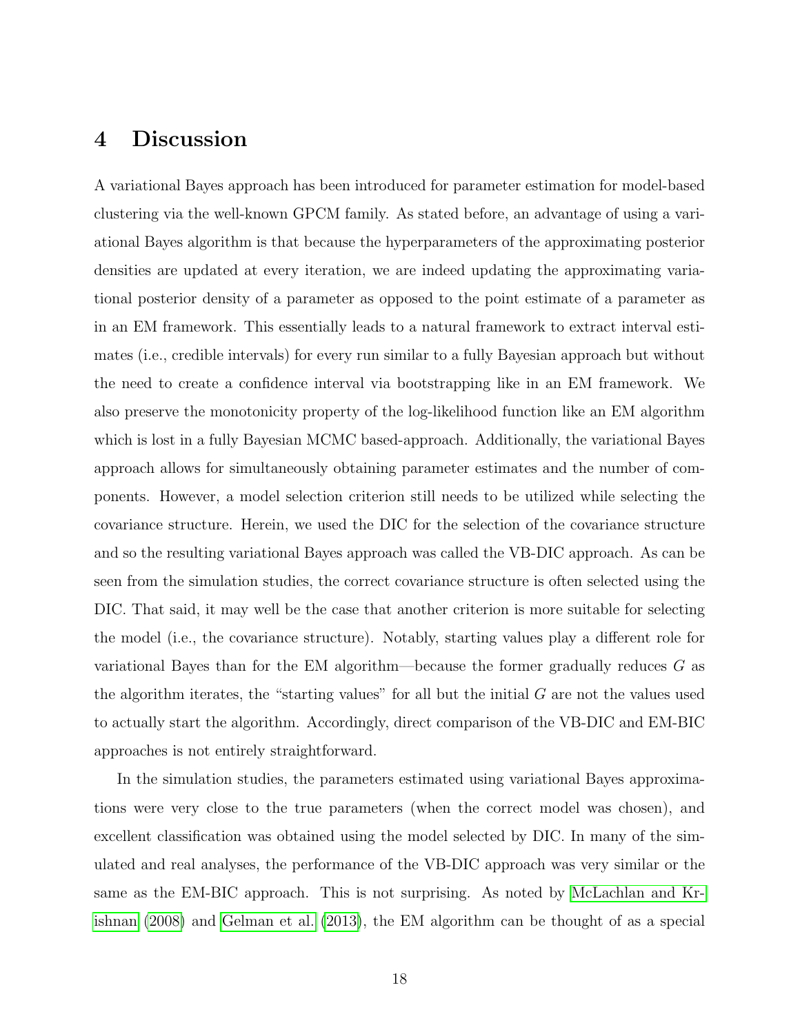## 4 Discussion

A variational Bayes approach has been introduced for parameter estimation for model-based clustering via the well-known GPCM family. As stated before, an advantage of using a variational Bayes algorithm is that because the hyperparameters of the approximating posterior densities are updated at every iteration, we are indeed updating the approximating variational posterior density of a parameter as opposed to the point estimate of a parameter as in an EM framework. This essentially leads to a natural framework to extract interval estimates (i.e., credible intervals) for every run similar to a fully Bayesian approach but without the need to create a confidence interval via bootstrapping like in an EM framework. We also preserve the monotonicity property of the log-likelihood function like an EM algorithm which is lost in a fully Bayesian MCMC based-approach. Additionally, the variational Bayes approach allows for simultaneously obtaining parameter estimates and the number of components. However, a model selection criterion still needs to be utilized while selecting the covariance structure. Herein, we used the DIC for the selection of the covariance structure and so the resulting variational Bayes approach was called the VB-DIC approach. As can be seen from the simulation studies, the correct covariance structure is often selected using the DIC. That said, it may well be the case that another criterion is more suitable for selecting the model (i.e., the covariance structure). Notably, starting values play a different role for variational Bayes than for the EM algorithm—because the former gradually reduces $G$ as the algorithm iterates, the "starting values" for all but the initial $G$ are not the values used to actually start the algorithm. Accordingly, direct comparison of the VB-DIC and EM-BIC approaches is not entirely straightforward.

In the simulation studies, the parameters estimated using variational Bayes approximations were very close to the true parameters (when the correct model was chosen), and excellent classification was obtained using the model selected by DIC. In many of the simulated and real analyses, the performance of the VB-DIC approach was very similar or the same as the EM-BIC approach. This is not surprising. As noted by McLachlan and Krishnan (2008) and Gelman et al. (2013), the EM algorithm can be thought of as a special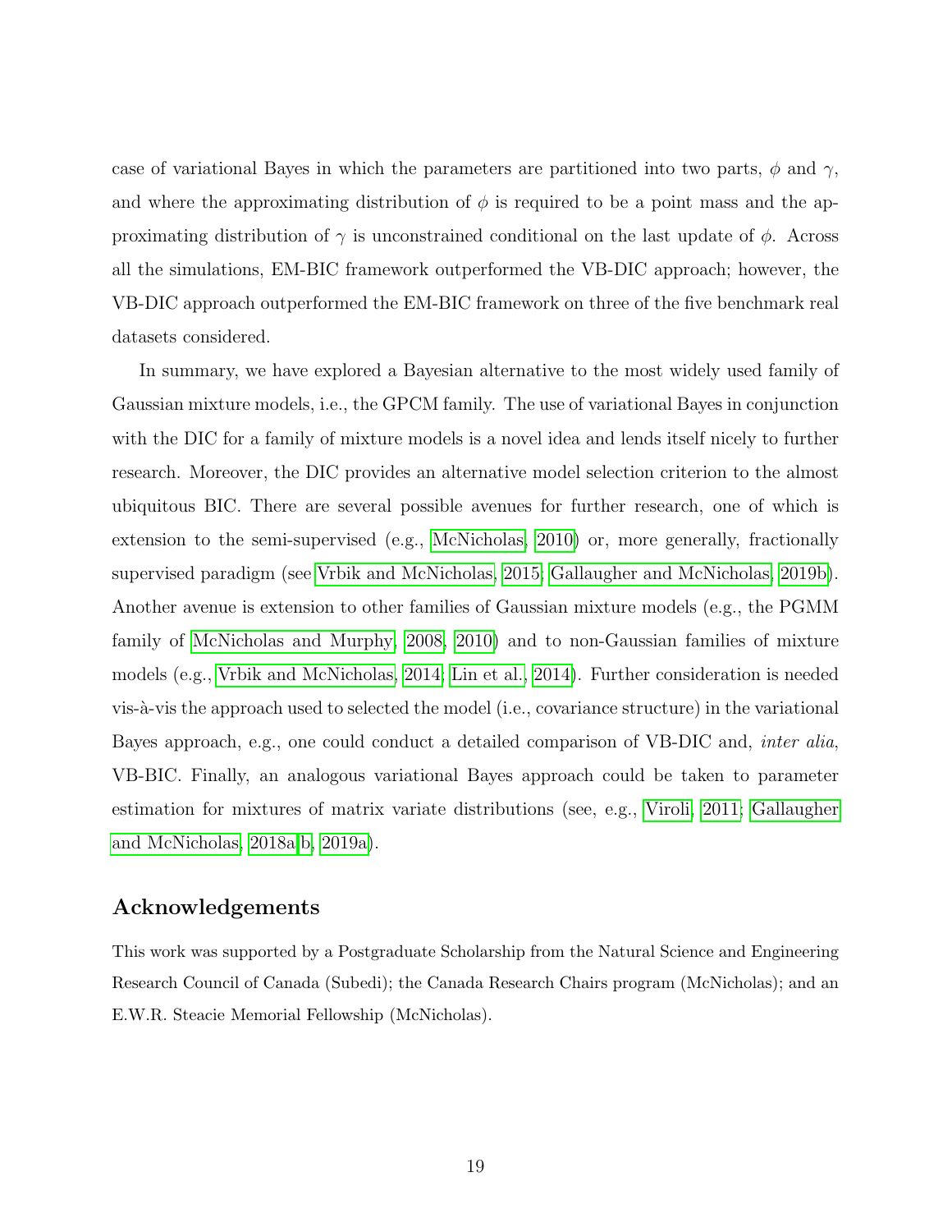case of variational Bayes in which the parameters are partitioned into two parts, $\phi$ and $\gamma$, and where the approximating distribution of $\phi$ is required to be a point mass and the approximating distribution of $\gamma$ is unconstrained conditional on the last update of $\phi$. Across all the simulations, EM-BIC framework outperformed the VB-DIC approach; however, the VB-DIC approach outperformed the EM-BIC framework on three of the five benchmark real datasets considered.

In summary, we have explored a Bayesian alternative to the most widely used family of Gaussian mixture models, i.e., the GPCM family. The use of variational Bayes in conjunction with the DIC for a family of mixture models is a novel idea and lends itself nicely to further research. Moreover, the DIC provides an alternative model selection criterion to the almost ubiquitous BIC. There are several possible avenues for further research, one of which is extension to the semi-supervised (e.g., McNicholas, 2010) or, more generally, fractionally supervised paradigm (see Vrbik and McNicholas, 2015; Gallaugher and McNicholas, 2019b). Another avenue is extension to other families of Gaussian mixture models (e.g., the PGMM family of McNicholas and Murphy, 2008, 2010) and to non-Gaussian families of mixture models (e.g., Vrbik and McNicholas, 2014; Lin et al., 2014). Further consideration is needed vis-à-vis the approach used to selected the model (i.e., covariance structure) in the variational Bayes approach, e.g., one could conduct a detailed comparison of VB-DIC and, *inter alia*, VB-BIC. Finally, an analogous variational Bayes approach could be taken to parameter estimation for mixtures of matrix variate distributions (see, e.g., Viroli, 2011; Gallaugher and McNicholas, 2018a,b, 2019a).

## Acknowledgements

This work was supported by a Postgraduate Scholarship from the Natural Science and Engineering Research Council of Canada (Subedi); the Canada Research Chairs program (McNicholas); and an E.W.R. Steacie Memorial Fellowship (McNicholas).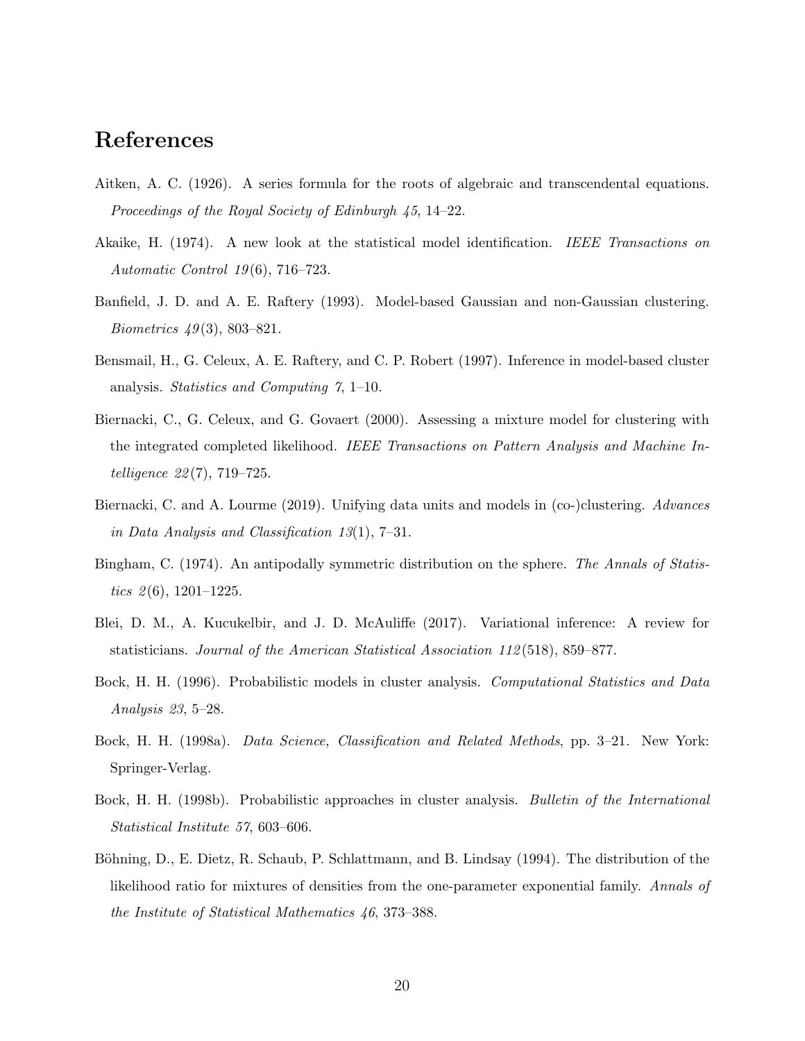# References

Aitken, A. C. (1926). A series formula for the roots of algebraic and transcendental equations. *Proceedings of the Royal Society of Edinburgh 45*, 14–22.

Akaike, H. (1974). A new look at the statistical model identification. *IEEE Transactions on Automatic Control 19*(6), 716–723.

Banfield, J. D. and A. E. Raftery (1993). Model-based Gaussian and non-Gaussian clustering. *Biometrics 49*(3), 803–821.

Bensmail, H., G. Celeux, A. E. Raftery, and C. P. Robert (1997). Inference in model-based cluster analysis. *Statistics and Computing 7*, 1–10.

Biernacki, C., G. Celeux, and G. Govaert (2000). Assessing a mixture model for clustering with the integrated completed likelihood. *IEEE Transactions on Pattern Analysis and Machine Intelligence 22*(7), 719–725.

Biernacki, C. and A. Lourme (2019). Unifying data units and models in (co-)clustering. *Advances in Data Analysis and Classification 13*(1), 7–31.

Bingham, C. (1974). An antipodally symmetric distribution on the sphere. *The Annals of Statistics 2*(6), 1201–1225.

Blei, D. M., A. Kucukelbir, and J. D. McAuliffe (2017). Variational inference: A review for statisticians. *Journal of the American Statistical Association 112*(518), 859–877.

Bock, H. H. (1996). Probabilistic models in cluster analysis. *Computational Statistics and Data Analysis 23*, 5–28.

Bock, H. H. (1998a). *Data Science, Classification and Related Methods*, pp. 3–21. New York: Springer-Verlag.

Bock, H. H. (1998b). Probabilistic approaches in cluster analysis. *Bulletin of the International Statistical Institute 57*, 603–606.

Böhning, D., E. Dietz, R. Schaub, P. Schlattmann, and B. Lindsay (1994). The distribution of the likelihood ratio for mixtures of densities from the one-parameter exponential family. *Annals of the Institute of Statistical Mathematics 46*, 373–388.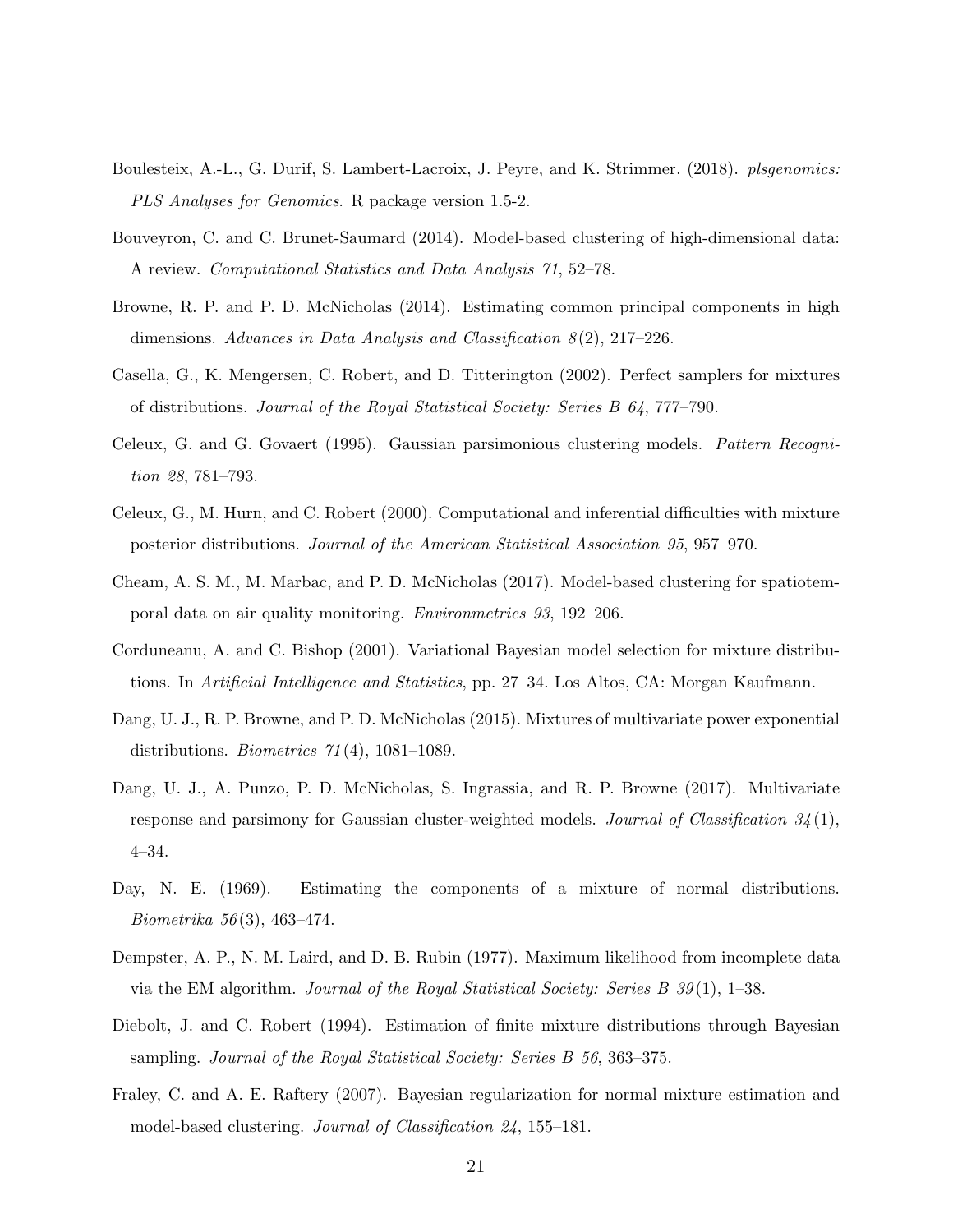Boulesteix, A.-L., G. Durif, S. Lambert-Lacroix, J. Peyre, and K. Strimmer. (2018). *plsgenomics: PLS Analyses for Genomics*. R package version 1.5-2.

Bouveyron, C. and C. Brunet-Saumard (2014). Model-based clustering of high-dimensional data: A review. *Computational Statistics and Data Analysis 71*, 52–78.

Browne, R. P. and P. D. McNicholas (2014). Estimating common principal components in high dimensions. *Advances in Data Analysis and Classification 8*(2), 217–226.

Casella, G., K. Mengersen, C. Robert, and D. Titterington (2002). Perfect samplers for mixtures of distributions. *Journal of the Royal Statistical Society: Series B 64*, 777–790.

Celeux, G. and G. Govaert (1995). Gaussian parsimonious clustering models. *Pattern Recognition 28*, 781–793.

Celeux, G., M. Hurn, and C. Robert (2000). Computational and inferential difficulties with mixture posterior distributions. *Journal of the American Statistical Association 95*, 957–970.

Cheam, A. S. M., M. Marbac, and P. D. McNicholas (2017). Model-based clustering for spatiotemporal data on air quality monitoring. *Environmetrics 93*, 192–206.

Corduneanu, A. and C. Bishop (2001). Variational Bayesian model selection for mixture distributions. In *Artificial Intelligence and Statistics*, pp. 27–34. Los Altos, CA: Morgan Kaufmann.

Dang, U. J., R. P. Browne, and P. D. McNicholas (2015). Mixtures of multivariate power exponential distributions. *Biometrics 71*(4), 1081–1089.

Dang, U. J., A. Punzo, P. D. McNicholas, S. Ingrassia, and R. P. Browne (2017). Multivariate response and parsimony for Gaussian cluster-weighted models. *Journal of Classification 34*(1), 4–34.

Day, N. E. (1969). Estimating the components of a mixture of normal distributions. *Biometrika 56*(3), 463–474.

Dempster, A. P., N. M. Laird, and D. B. Rubin (1977). Maximum likelihood from incomplete data via the EM algorithm. *Journal of the Royal Statistical Society: Series B 39*(1), 1–38.

Diebolt, J. and C. Robert (1994). Estimation of finite mixture distributions through Bayesian sampling. *Journal of the Royal Statistical Society: Series B 56*, 363–375.

Fraley, C. and A. E. Raftery (2007). Bayesian regularization for normal mixture estimation and model-based clustering. *Journal of Classification 24*, 155–181.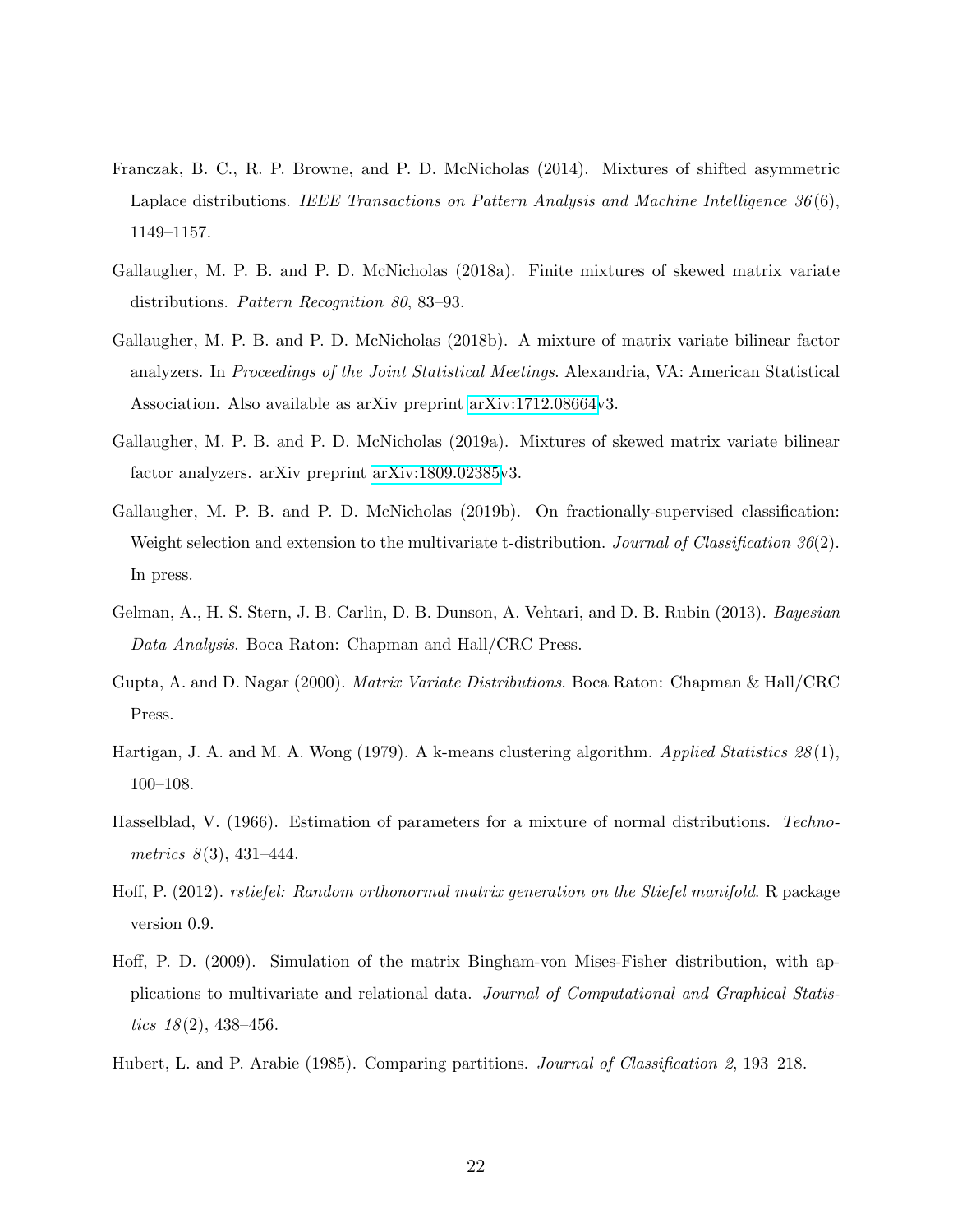Franczak, B. C., R. P. Browne, and P. D. McNicholas (2014). Mixtures of shifted asymmetric Laplace distributions. *IEEE Transactions on Pattern Analysis and Machine Intelligence 36*(6), 1149–1157.

Gallaugher, M. P. B. and P. D. McNicholas (2018a). Finite mixtures of skewed matrix variate distributions. *Pattern Recognition 80*, 83–93.

Gallaugher, M. P. B. and P. D. McNicholas (2018b). A mixture of matrix variate bilinear factor analyzers. In *Proceedings of the Joint Statistical Meetings*. Alexandria, VA: American Statistical Association. Also available as arXiv preprint arXiv:1712.08664v3.

Gallaugher, M. P. B. and P. D. McNicholas (2019a). Mixtures of skewed matrix variate bilinear factor analyzers. arXiv preprint arXiv:1809.02385v3.

Gallaugher, M. P. B. and P. D. McNicholas (2019b). On fractionally-supervised classification: Weight selection and extension to the multivariate t-distribution. *Journal of Classification 36*(2). In press.

Gelman, A., H. S. Stern, J. B. Carlin, D. B. Dunson, A. Vehtari, and D. B. Rubin (2013). *Bayesian Data Analysis*. Boca Raton: Chapman and Hall/CRC Press.

Gupta, A. and D. Nagar (2000). *Matrix Variate Distributions*. Boca Raton: Chapman & Hall/CRC Press.

Hartigan, J. A. and M. A. Wong (1979). A k-means clustering algorithm. *Applied Statistics 28*(1), 100–108.

Hasselblad, V. (1966). Estimation of parameters for a mixture of normal distributions. *Technometrics 8*(3), 431–444.

Hoff, P. (2012). *rstiefel: Random orthonormal matrix generation on the Stiefel manifold*. R package version 0.9.

Hoff, P. D. (2009). Simulation of the matrix Bingham-von Mises-Fisher distribution, with applications to multivariate and relational data. *Journal of Computational and Graphical Statistics 18*(2), 438–456.

Hubert, L. and P. Arabie (1985). Comparing partitions. *Journal of Classification 2*, 193–218.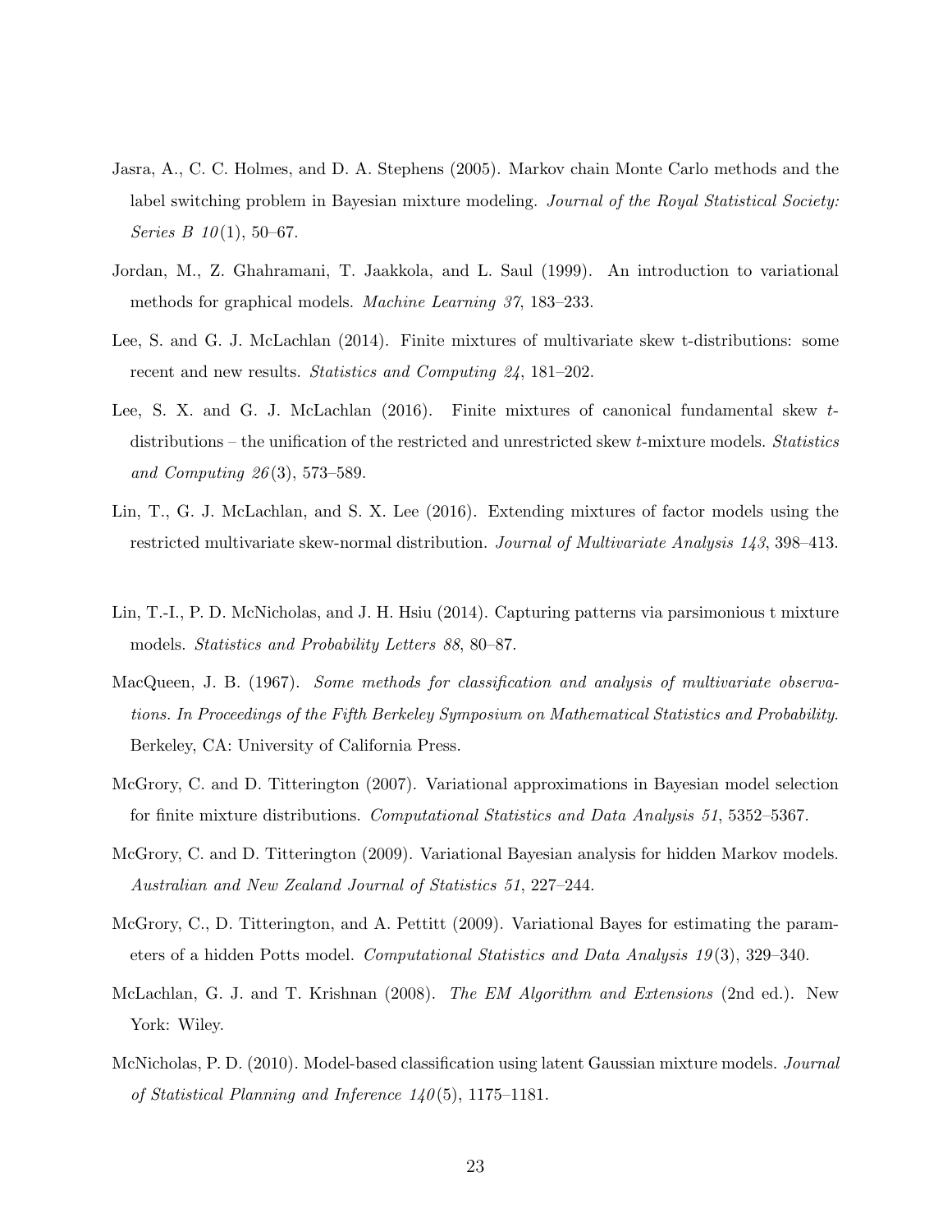Jasra, A., C. C. Holmes, and D. A. Stephens (2005). Markov chain Monte Carlo methods and the label switching problem in Bayesian mixture modeling. *Journal of the Royal Statistical Society: Series B 10*(1), 50–67.

Jordan, M., Z. Ghahramani, T. Jaakkola, and L. Saul (1999). An introduction to variational methods for graphical models. *Machine Learning 37*, 183–233.

Lee, S. and G. J. McLachlan (2014). Finite mixtures of multivariate skew t-distributions: some recent and new results. *Statistics and Computing 24*, 181–202.

Lee, S. X. and G. J. McLachlan (2016). Finite mixtures of canonical fundamental skew $t$-distributions – the unification of the restricted and unrestricted skew $t$-mixture models. *Statistics and Computing 26*(3), 573–589.

Lin, T., G. J. McLachlan, and S. X. Lee (2016). Extending mixtures of factor models using the restricted multivariate skew-normal distribution. *Journal of Multivariate Analysis 143*, 398–413.

Lin, T.-I., P. D. McNicholas, and J. H. Hsiu (2014). Capturing patterns via parsimonious t mixture models. *Statistics and Probability Letters 88*, 80–87.

MacQueen, J. B. (1967). *Some methods for classification and analysis of multivariate observations. In Proceedings of the Fifth Berkeley Symposium on Mathematical Statistics and Probability.* Berkeley, CA: University of California Press.

McGrory, C. and D. Titterington (2007). Variational approximations in Bayesian model selection for finite mixture distributions. *Computational Statistics and Data Analysis 51*, 5352–5367.

McGrory, C. and D. Titterington (2009). Variational Bayesian analysis for hidden Markov models. *Australian and New Zealand Journal of Statistics 51*, 227–244.

McGrory, C., D. Titterington, and A. Pettitt (2009). Variational Bayes for estimating the parameters of a hidden Potts model. *Computational Statistics and Data Analysis 19*(3), 329–340.

McLachlan, G. J. and T. Krishnan (2008). *The EM Algorithm and Extensions* (2nd ed.). New York: Wiley.

McNicholas, P. D. (2010). Model-based classification using latent Gaussian mixture models. *Journal of Statistical Planning and Inference 140*(5), 1175–1181.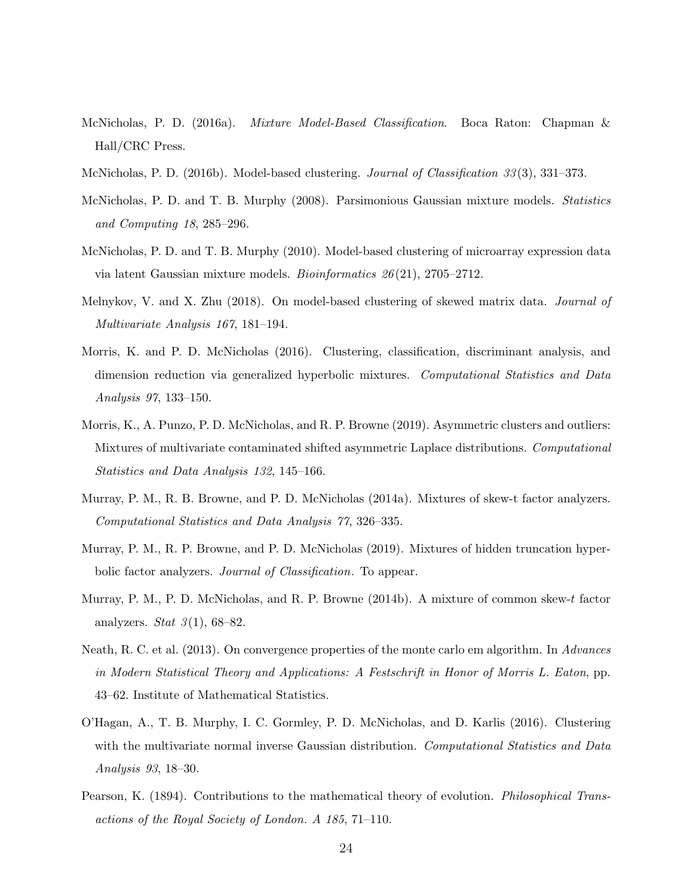McNicholas, P. D. (2016a). *Mixture Model-Based Classification*. Boca Raton: Chapman & Hall/CRC Press.

McNicholas, P. D. (2016b). Model-based clustering. *Journal of Classification 33*(3), 331–373.

McNicholas, P. D. and T. B. Murphy (2008). Parsimonious Gaussian mixture models. *Statistics and Computing 18*, 285–296.

McNicholas, P. D. and T. B. Murphy (2010). Model-based clustering of microarray expression data via latent Gaussian mixture models. *Bioinformatics 26*(21), 2705–2712.

Melnykov, V. and X. Zhu (2018). On model-based clustering of skewed matrix data. *Journal of Multivariate Analysis 167*, 181–194.

Morris, K. and P. D. McNicholas (2016). Clustering, classification, discriminant analysis, and dimension reduction via generalized hyperbolic mixtures. *Computational Statistics and Data Analysis 97*, 133–150.

Morris, K., A. Punzo, P. D. McNicholas, and R. P. Browne (2019). Asymmetric clusters and outliers: Mixtures of multivariate contaminated shifted asymmetric Laplace distributions. *Computational Statistics and Data Analysis 132*, 145–166.

Murray, P. M., R. B. Browne, and P. D. McNicholas (2014a). Mixtures of skew-t factor analyzers. *Computational Statistics and Data Analysis 77*, 326–335.

Murray, P. M., R. P. Browne, and P. D. McNicholas (2019). Mixtures of hidden truncation hyperbolic factor analyzers. *Journal of Classification*. To appear.

Murray, P. M., P. D. McNicholas, and R. P. Browne (2014b). A mixture of common skew-$t$ factor analyzers. *Stat 3*(1), 68–82.

Neath, R. C. et al. (2013). On convergence properties of the monte carlo em algorithm. In *Advances in Modern Statistical Theory and Applications: A Festschrift in Honor of Morris L. Eaton*, pp. 43–62. Institute of Mathematical Statistics.

O'Hagan, A., T. B. Murphy, I. C. Gormley, P. D. McNicholas, and D. Karlis (2016). Clustering with the multivariate normal inverse Gaussian distribution. *Computational Statistics and Data Analysis 93*, 18–30.

Pearson, K. (1894). Contributions to the mathematical theory of evolution. *Philosophical Transactions of the Royal Society of London. A 185*, 71–110.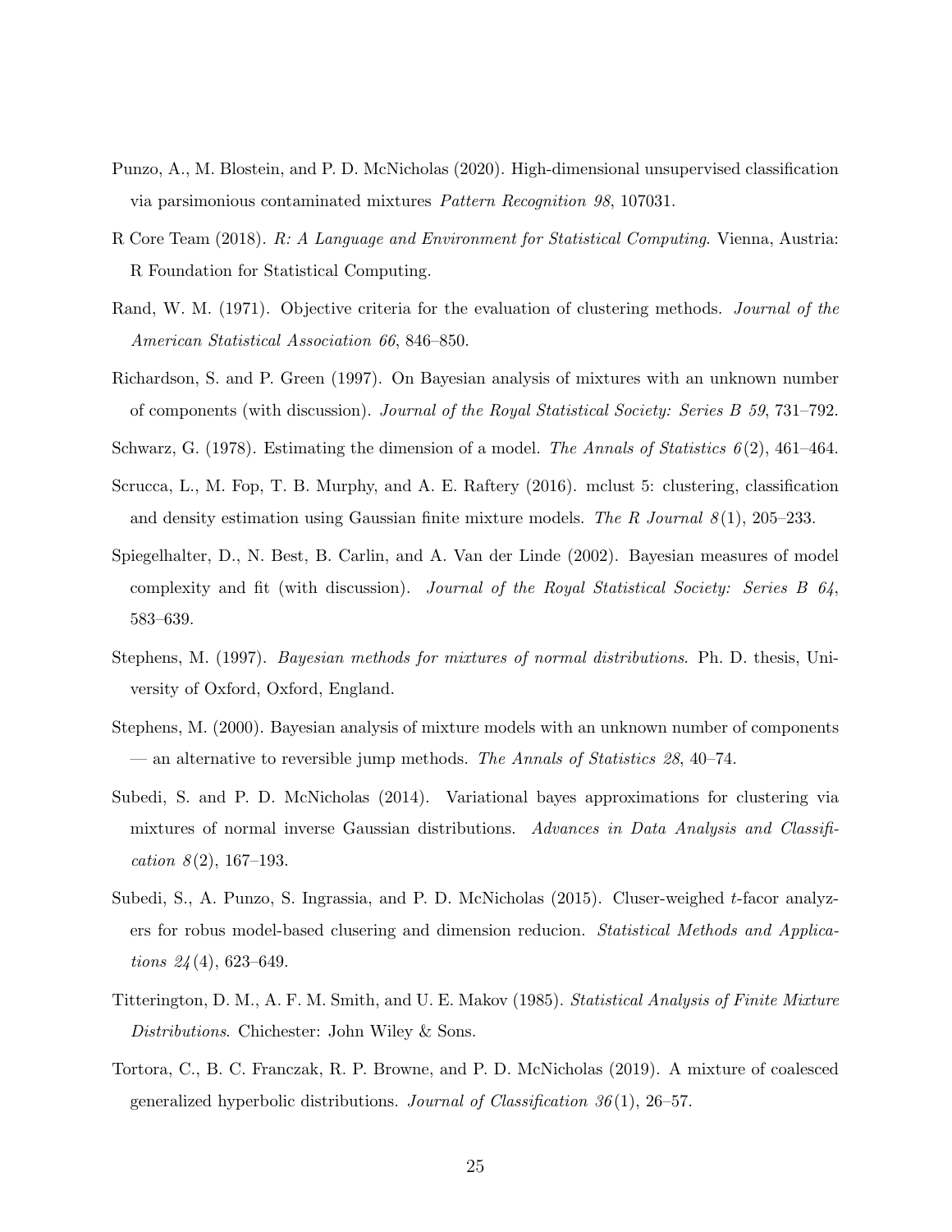Punzo, A., M. Blostein, and P. D. McNicholas (2020). High-dimensional unsupervised classification via parsimonious contaminated mixtures *Pattern Recognition 98*, 107031.

R Core Team (2018). *R: A Language and Environment for Statistical Computing*. Vienna, Austria: R Foundation for Statistical Computing.

Rand, W. M. (1971). Objective criteria for the evaluation of clustering methods. *Journal of the American Statistical Association 66*, 846–850.

Richardson, S. and P. Green (1997). On Bayesian analysis of mixtures with an unknown number of components (with discussion). *Journal of the Royal Statistical Society: Series B 59*, 731–792.

Schwarz, G. (1978). Estimating the dimension of a model. *The Annals of Statistics 6*(2), 461–464.

Scrucca, L., M. Fop, T. B. Murphy, and A. E. Raftery (2016). mclust 5: clustering, classification and density estimation using Gaussian finite mixture models. *The R Journal 8*(1), 205–233.

Spiegelhalter, D., N. Best, B. Carlin, and A. Van der Linde (2002). Bayesian measures of model complexity and fit (with discussion). *Journal of the Royal Statistical Society: Series B 64*, 583–639.

Stephens, M. (1997). *Bayesian methods for mixtures of normal distributions*. Ph. D. thesis, University of Oxford, Oxford, England.

Stephens, M. (2000). Bayesian analysis of mixture models with an unknown number of components — an alternative to reversible jump methods. *The Annals of Statistics 28*, 40–74.

Subedi, S. and P. D. McNicholas (2014). Variational bayes approximations for clustering via mixtures of normal inverse Gaussian distributions. *Advances in Data Analysis and Classification 8*(2), 167–193.

Subedi, S., A. Punzo, S. Ingrassia, and P. D. McNicholas (2015). Cluser-weighed $t$-facor analyzers for robus model-based clusering and dimension reducion. *Statistical Methods and Applications 24*(4), 623–649.

Titterington, D. M., A. F. M. Smith, and U. E. Makov (1985). *Statistical Analysis of Finite Mixture Distributions*. Chichester: John Wiley & Sons.

Tortora, C., B. C. Franczak, R. P. Browne, and P. D. McNicholas (2019). A mixture of coalesced generalized hyperbolic distributions. *Journal of Classification 36*(1), 26–57.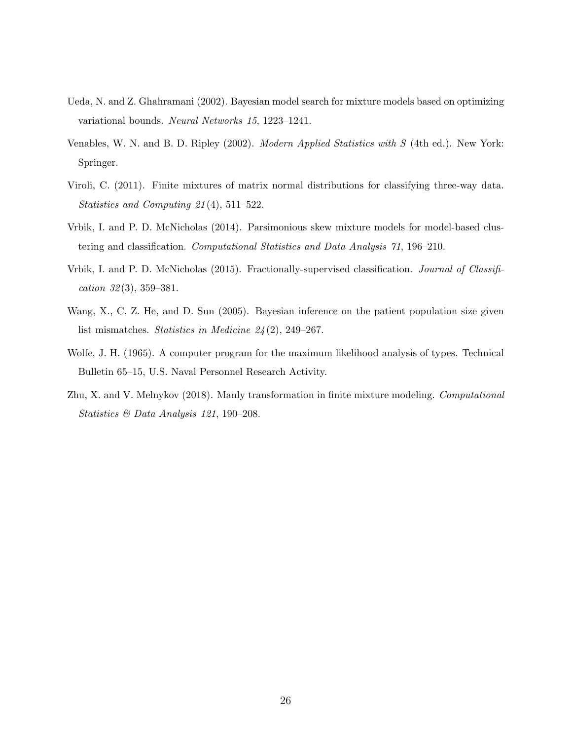Ueda, N. and Z. Ghahramani (2002). Bayesian model search for mixture models based on optimizing variational bounds. *Neural Networks 15*, 1223–1241.

Venables, W. N. and B. D. Ripley (2002). *Modern Applied Statistics with S* (4th ed.). New York: Springer.

Viroli, C. (2011). Finite mixtures of matrix normal distributions for classifying three-way data. *Statistics and Computing 21*(4), 511–522.

Vrbik, I. and P. D. McNicholas (2014). Parsimonious skew mixture models for model-based clustering and classification. *Computational Statistics and Data Analysis 71*, 196–210.

Vrbik, I. and P. D. McNicholas (2015). Fractionally-supervised classification. *Journal of Classification 32*(3), 359–381.

Wang, X., C. Z. He, and D. Sun (2005). Bayesian inference on the patient population size given list mismatches. *Statistics in Medicine 24*(2), 249–267.

Wolfe, J. H. (1965). A computer program for the maximum likelihood analysis of types. Technical Bulletin 65–15, U.S. Naval Personnel Research Activity.

Zhu, X. and V. Melnykov (2018). Manly transformation in finite mixture modeling. *Computational Statistics & Data Analysis 121*, 190–208.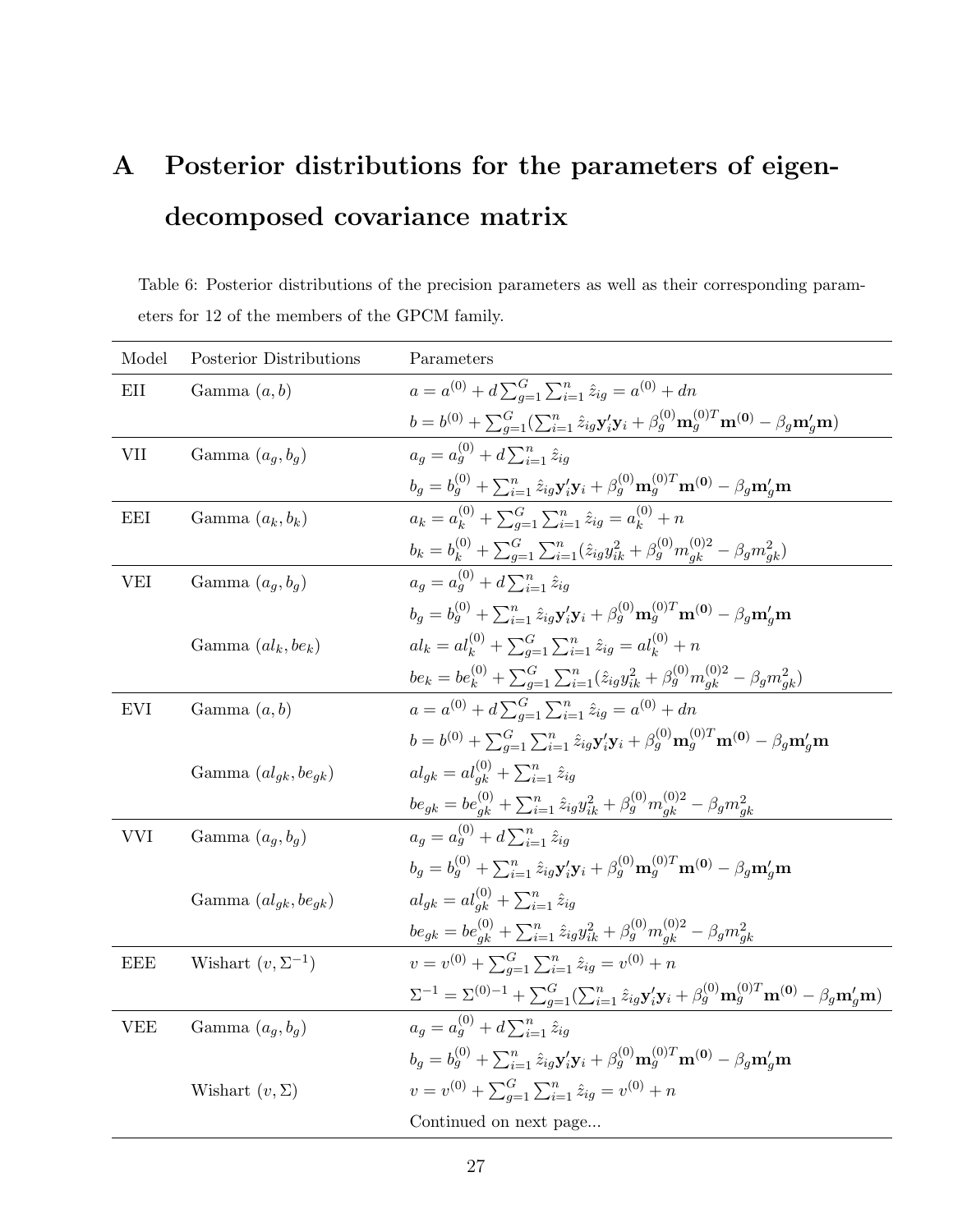# A Posterior distributions for the parameters of eigen-decomposed covariance matrix

Table 6: Posterior distributions of the precision parameters as well as their corresponding parameters for 12 of the members of the GPCM family.

| Model | Posterior Distributions | Parameters |
|---|---|---|
| EII | Gamma $(a, b)$ | $a = a^{(0)} + d\sum_{g=1}^{G}\sum_{i=1}^{n}\hat{z}_{ig} = a^{(0)} + dn$ |
| | | $b = b^{(0)} + \sum_{g=1}^{G}(\sum_{i=1}^{n}\hat{z}_{ig}\mathbf{y}_i'\mathbf{y}_i + \beta_g^{(0)}\mathbf{m}_g^{(0)T}\mathbf{m}^{(\mathbf{0})} - \beta_g\mathbf{m}_g'\mathbf{m})$ |
| VII | Gamma $(a_g, b_g)$ | $a_g = a_g^{(0)} + d\sum_{i=1}^{n}\hat{z}_{ig}$ |
| | | $b_g = b_g^{(0)} + \sum_{i=1}^{n}\hat{z}_{ig}\mathbf{y}_i'\mathbf{y}_i + \beta_g^{(0)}\mathbf{m}_g^{(0)T}\mathbf{m}^{(\mathbf{0})} - \beta_g\mathbf{m}_g'\mathbf{m}$ |
| EEI | Gamma $(a_k, b_k)$ | $a_k = a_k^{(0)} + \sum_{g=1}^{G}\sum_{i=1}^{n}\hat{z}_{ig} = a_k^{(0)} + n$ |
| | | $b_k = b_k^{(0)} + \sum_{g=1}^{G}\sum_{i=1}^{n}(\hat{z}_{ig}y_{ik}^2 + \beta_g^{(0)}m_{gk}^{(0)2} - \beta_g m_{gk}^2)$ |
| VEI | Gamma $(a_g, b_g)$ | $a_g = a_g^{(0)} + d\sum_{i=1}^{n}\hat{z}_{ig}$ |
| | | $b_g = b_g^{(0)} + \sum_{i=1}^{n}\hat{z}_{ig}\mathbf{y}_i'\mathbf{y}_i + \beta_g^{(0)}\mathbf{m}_g^{(0)T}\mathbf{m}^{(\mathbf{0})} - \beta_g\mathbf{m}_g'\mathbf{m}$ |
| | Gamma $(al_k, be_k)$ | $al_k = al_k^{(0)} + \sum_{g=1}^{G}\sum_{i=1}^{n}\hat{z}_{ig} = al_k^{(0)} + n$ |
| | | $be_k = be_k^{(0)} + \sum_{g=1}^{G}\sum_{i=1}^{n}(\hat{z}_{ig}y_{ik}^2 + \beta_g^{(0)}m_{gk}^{(0)2} - \beta_g m_{gk}^2)$ |
| EVI | Gamma $(a, b)$ | $a = a^{(0)} + d\sum_{g=1}^{G}\sum_{i=1}^{n}\hat{z}_{ig} = a^{(0)} + dn$ |
| | | $b = b^{(0)} + \sum_{g=1}^{G}\sum_{i=1}^{n}\hat{z}_{ig}\mathbf{y}_i'\mathbf{y}_i + \beta_g^{(0)}\mathbf{m}_g^{(0)T}\mathbf{m}^{(\mathbf{0})} - \beta_g\mathbf{m}_g'\mathbf{m}$ |
| | Gamma $(al_{gk}, be_{gk})$ | $al_{gk} = al_{gk}^{(0)} + \sum_{i=1}^{n}\hat{z}_{ig}$ |
| | | $be_{gk} = be_{gk}^{(0)} + \sum_{i=1}^{n}\hat{z}_{ig}y_{ik}^2 + \beta_g^{(0)}m_{gk}^{(0)2} - \beta_g m_{gk}^2$ |
| VVI | Gamma $(a_g, b_g)$ | $a_g = a_g^{(0)} + d\sum_{i=1}^{n}\hat{z}_{ig}$ |
| | | $b_g = b_g^{(0)} + \sum_{i=1}^{n}\hat{z}_{ig}\mathbf{y}_i'\mathbf{y}_i + \beta_g^{(0)}\mathbf{m}_g^{(0)T}\mathbf{m}^{(\mathbf{0})} - \beta_g\mathbf{m}_g'\mathbf{m}$ |
| | Gamma $(al_{gk}, be_{gk})$ | $al_{gk} = al_{gk}^{(0)} + \sum_{i=1}^{n}\hat{z}_{ig}$ |
| | | $be_{gk} = be_{gk}^{(0)} + \sum_{i=1}^{n}\hat{z}_{ig}y_{ik}^2 + \beta_g^{(0)}m_{gk}^{(0)2} - \beta_g m_{gk}^2$ |
| EEE | Wishart $(v, \Sigma^{-1})$ | $v = v^{(0)} + \sum_{g=1}^{G}\sum_{i=1}^{n}\hat{z}_{ig} = v^{(0)} + n$ |
| | | $\Sigma^{-1} = \Sigma^{(0)-1} + \sum_{g=1}^{G}(\sum_{i=1}^{n}\hat{z}_{ig}\mathbf{y}_i'\mathbf{y}_i + \beta_g^{(0)}\mathbf{m}_g^{(0)T}\mathbf{m}^{(\mathbf{0})} - \beta_g\mathbf{m}_g'\mathbf{m})$ |
| VEE | Gamma $(a_g, b_g)$ | $a_g = a_g^{(0)} + d\sum_{i=1}^{n}\hat{z}_{ig}$ |
| | | $b_g = b_g^{(0)} + \sum_{i=1}^{n}\hat{z}_{ig}\mathbf{y}_i'\mathbf{y}_i + \beta_g^{(0)}\mathbf{m}_g^{(0)T}\mathbf{m}^{(\mathbf{0})} - \beta_g\mathbf{m}_g'\mathbf{m}$ |
| | Wishart $(v, \Sigma)$ | $v = v^{(0)} + \sum_{g=1}^{G}\sum_{i=1}^{n}\hat{z}_{ig} = v^{(0)} + n$ |
| | | Continued on next page... |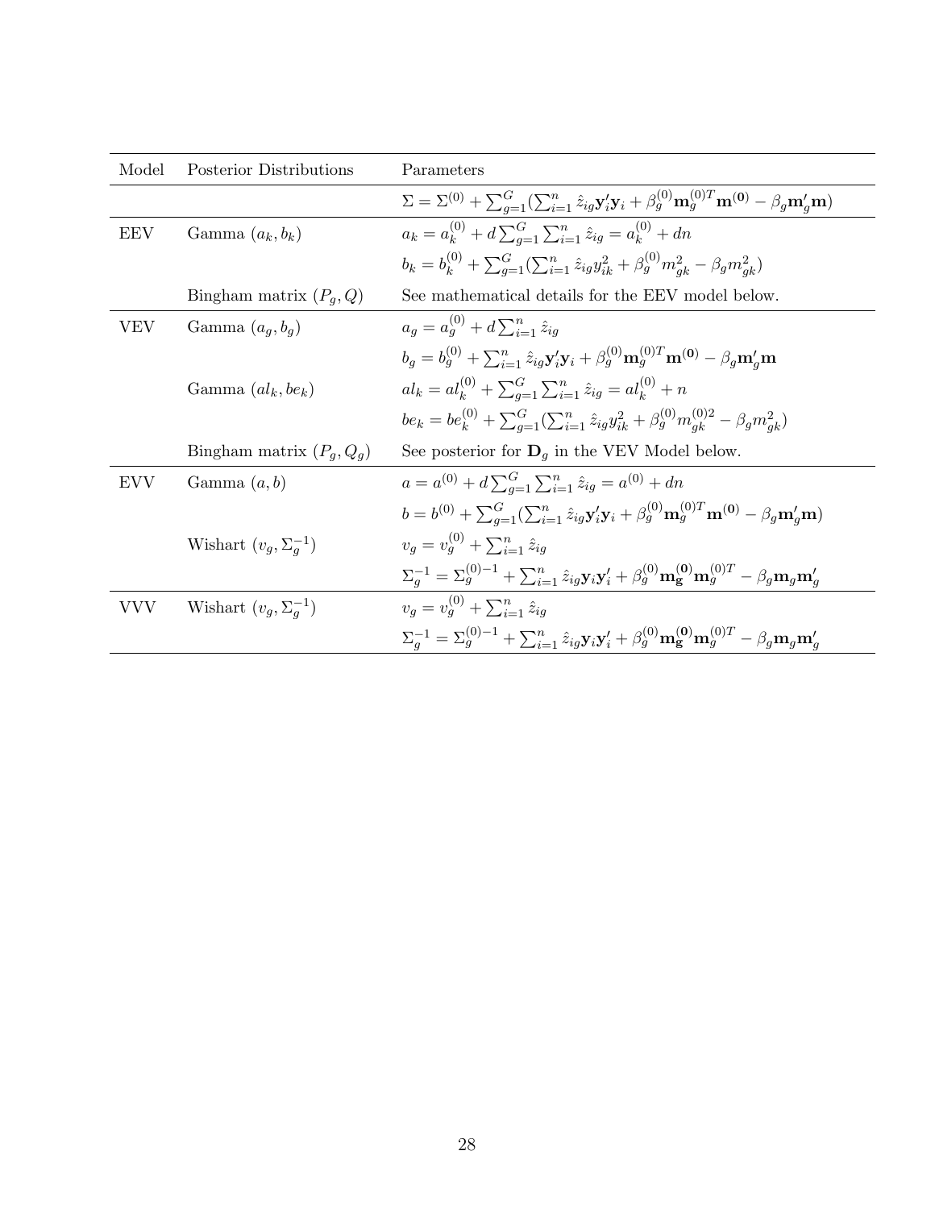| Model | Posterior Distributions | Parameters |
|---|---|---|
| | | $\Sigma = \Sigma^{(0)} + \sum_{g=1}^{G}(\sum_{i=1}^{n} \hat{z}_{ig}\mathbf{y}_i'\mathbf{y}_i + \beta_g^{(0)}\mathbf{m}_g^{(0)T}\mathbf{m}^{(\mathbf{0})} - \beta_g\mathbf{m}_g'\mathbf{m})$ |
| EEV | Gamma $(a_k, b_k)$ | $a_k = a_k^{(0)} + d\sum_{g=1}^{G}\sum_{i=1}^{n} \hat{z}_{ig} = a_k^{(0)} + dn$ |
| | | $b_k = b_k^{(0)} + \sum_{g=1}^{G}(\sum_{i=1}^{n} \hat{z}_{ig}y_{ik}^2 + \beta_g^{(0)}m_{gk}^2 - \beta_g m_{gk}^2)$ |
| | Bingham matrix $(P_g, Q)$ | See mathematical details for the EEV model below. |
| VEV | Gamma $(a_g, b_g)$ | $a_g = a_g^{(0)} + d\sum_{i=1}^{n} \hat{z}_{ig}$ |
| | | $b_g = b_g^{(0)} + \sum_{i=1}^{n} \hat{z}_{ig}\mathbf{y}_i'\mathbf{y}_i + \beta_g^{(0)}\mathbf{m}_g^{(0)T}\mathbf{m}^{(\mathbf{0})} - \beta_g\mathbf{m}_g'\mathbf{m}$ |
| | Gamma $(al_k, be_k)$ | $al_k = al_k^{(0)} + \sum_{g=1}^{G}\sum_{i=1}^{n} \hat{z}_{ig} = al_k^{(0)} + n$ |
| | | $be_k = be_k^{(0)} + \sum_{g=1}^{G}(\sum_{i=1}^{n} \hat{z}_{ig}y_{ik}^2 + \beta_g^{(0)}m_{gk}^{(0)2} - \beta_g m_{gk}^2)$ |
| | Bingham matrix $(P_g, Q_g)$ | See posterior for $\mathbf{D}_g$ in the VEV Model below. |
| EVV | Gamma $(a, b)$ | $a = a^{(0)} + d\sum_{g=1}^{G}\sum_{i=1}^{n} \hat{z}_{ig} = a^{(0)} + dn$ |
| | | $b = b^{(0)} + \sum_{g=1}^{G}(\sum_{i=1}^{n} \hat{z}_{ig}\mathbf{y}_i'\mathbf{y}_i + \beta_g^{(0)}\mathbf{m}_g^{(0)T}\mathbf{m}^{(\mathbf{0})} - \beta_g\mathbf{m}_g'\mathbf{m})$ |
| | Wishart $(v_g, \Sigma_g^{-1})$ | $v_g = v_g^{(0)} + \sum_{i=1}^{n} \hat{z}_{ig}$ |
| | | $\Sigma_g^{-1} = \Sigma_g^{(0)-1} + \sum_{i=1}^{n} \hat{z}_{ig}\mathbf{y}_i\mathbf{y}_i' + \beta_g^{(0)}\mathbf{m}_\mathbf{g}^{(\mathbf{0})}\mathbf{m}_g^{(0)T} - \beta_g\mathbf{m}_g\mathbf{m}_g'$ |
| VVV | Wishart $(v_g, \Sigma_g^{-1})$ | $v_g = v_g^{(0)} + \sum_{i=1}^{n} \hat{z}_{ig}$ |
| | | $\Sigma_g^{-1} = \Sigma_g^{(0)-1} + \sum_{i=1}^{n} \hat{z}_{ig}\mathbf{y}_i\mathbf{y}_i' + \beta_g^{(0)}\mathbf{m}_\mathbf{g}^{(\mathbf{0})}\mathbf{m}_g^{(0)T} - \beta_g\mathbf{m}_g\mathbf{m}_g'$ |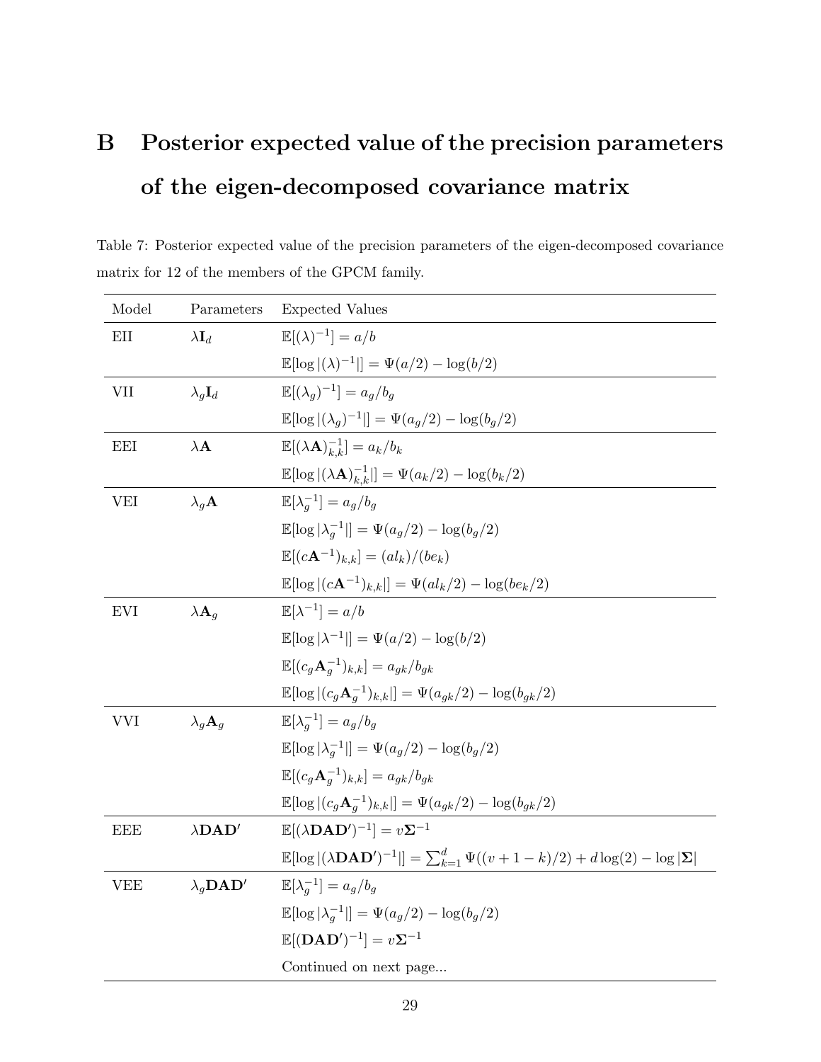# B Posterior expected value of the precision parameters of the eigen-decomposed covariance matrix

Table 7: Posterior expected value of the precision parameters of the eigen-decomposed covariance matrix for 12 of the members of the GPCM family.

| Model | Parameters | Expected Values |
|---|---|---|
| EII | $\lambda\mathbf{I}_d$ | $\mathbb{E}[(\lambda)^{-1}] = a/b$ |
| | | $\mathbb{E}[\log\lvert(\lambda)^{-1}\rvert] = \Psi(a/2) - \log(b/2)$ |
| VII | $\lambda_g\mathbf{I}_d$ | $\mathbb{E}[(\lambda_g)^{-1}] = a_g/b_g$ |
| | | $\mathbb{E}[\log\lvert(\lambda_g)^{-1}\rvert] = \Psi(a_g/2) - \log(b_g/2)$ |
| EEI | $\lambda\mathbf{A}$ | $\mathbb{E}[(\lambda\mathbf{A})^{-1}_{k,k}] = a_k/b_k$ |
| | | $\mathbb{E}[\log\lvert(\lambda\mathbf{A})^{-1}_{k,k}\rvert] = \Psi(a_k/2) - \log(b_k/2)$ |
| VEI | $\lambda_g\mathbf{A}$ | $\mathbb{E}[\lambda_g^{-1}] = a_g/b_g$ |
| | | $\mathbb{E}[\log\lvert\lambda_g^{-1}\rvert] = \Psi(a_g/2) - \log(b_g/2)$ |
| | | $\mathbb{E}[(c\mathbf{A}^{-1})_{k,k}] = (al_k)/(be_k)$ |
| | | $\mathbb{E}[\log\lvert(c\mathbf{A}^{-1})_{k,k}\rvert] = \Psi(al_k/2) - \log(be_k/2)$ |
| EVI | $\lambda\mathbf{A}_g$ | $\mathbb{E}[\lambda^{-1}] = a/b$ |
| | | $\mathbb{E}[\log\lvert\lambda^{-1}\rvert] = \Psi(a/2) - \log(b/2)$ |
| | | $\mathbb{E}[(c_g\mathbf{A}_g^{-1})_{k,k}] = a_{gk}/b_{gk}$ |
| | | $\mathbb{E}[\log\lvert(c_g\mathbf{A}_g^{-1})_{k,k}\rvert] = \Psi(a_{gk}/2) - \log(b_{gk}/2)$ |
| VVI | $\lambda_g\mathbf{A}_g$ | $\mathbb{E}[\lambda_g^{-1}] = a_g/b_g$ |
| | | $\mathbb{E}[\log\lvert\lambda_g^{-1}\rvert] = \Psi(a_g/2) - \log(b_g/2)$ |
| | | $\mathbb{E}[(c_g\mathbf{A}_g^{-1})_{k,k}] = a_{gk}/b_{gk}$ |
| | | $\mathbb{E}[\log\lvert(c_g\mathbf{A}_g^{-1})_{k,k}\rvert] = \Psi(a_{gk}/2) - \log(b_{gk}/2)$ |
| EEE | $\lambda\mathbf{DAD}'$ | $\mathbb{E}[(\lambda\mathbf{DAD}')^{-1}] = v\mathbf{\Sigma}^{-1}$ |
| | | $\mathbb{E}[\log\lvert(\lambda\mathbf{DAD}')^{-1}\rvert] = \sum_{k=1}^{d}\Psi((v+1-k)/2) + d\log(2) - \log\lvert\mathbf{\Sigma}\rvert$ |
| VEE | $\lambda_g\mathbf{DAD}'$ | $\mathbb{E}[\lambda_g^{-1}] = a_g/b_g$ |
| | | $\mathbb{E}[\log\lvert\lambda_g^{-1}\rvert] = \Psi(a_g/2) - \log(b_g/2)$ |
| | | $\mathbb{E}[(\mathbf{DAD}')^{-1}] = v\mathbf{\Sigma}^{-1}$ |
| | | Continued on next page... |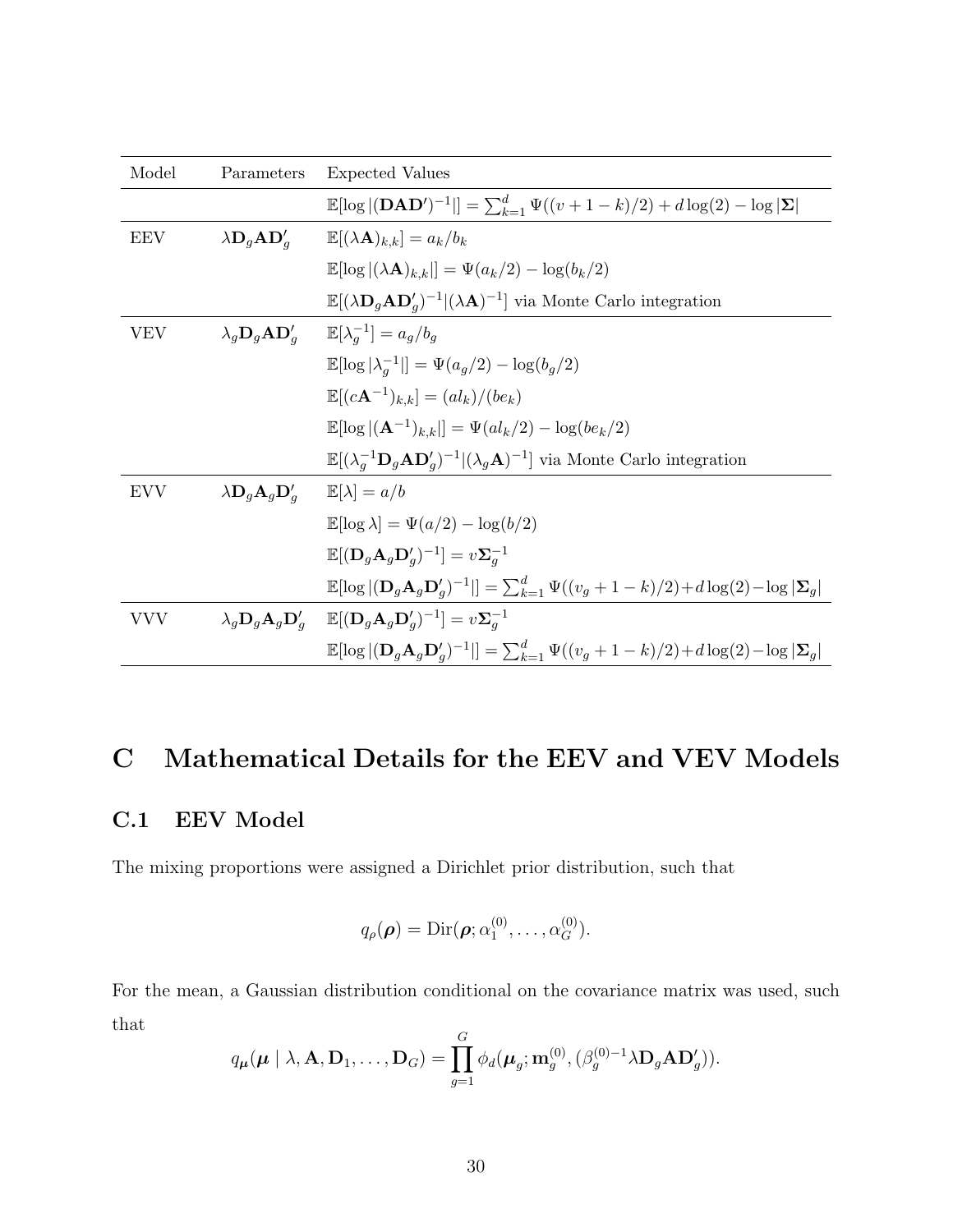| Model | Parameters | Expected Values |
|---|---|---|
| | | $\mathbb{E}[\log\lvert(\mathbf{DAD}')^{-1}\rvert] = \sum_{k=1}^{d} \Psi((v+1-k)/2) + d\log(2) - \log\lvert\mathbf{\Sigma}\rvert$ |
| EEV | $\lambda \mathbf{D}_g \mathbf{A} \mathbf{D}_g'$ | $\mathbb{E}[(\lambda \mathbf{A})_{k,k}] = a_k/b_k$ |
| | | $\mathbb{E}[\log\lvert(\lambda \mathbf{A})_{k,k}\rvert] = \Psi(a_k/2) - \log(b_k/2)$ |
| | | $\mathbb{E}[(\lambda \mathbf{D}_g \mathbf{A} \mathbf{D}_g')^{-1} \lvert (\lambda \mathbf{A})^{-1}]$ via Monte Carlo integration |
| VEV | $\lambda_g \mathbf{D}_g \mathbf{A} \mathbf{D}_g'$ | $\mathbb{E}[\lambda_g^{-1}] = a_g/b_g$ |
| | | $\mathbb{E}[\log\lvert\lambda_g^{-1}\rvert] = \Psi(a_g/2) - \log(b_g/2)$ |
| | | $\mathbb{E}[(c\mathbf{A}^{-1})_{k,k}] = (al_k)/(be_k)$ |
| | | $\mathbb{E}[\log\lvert(\mathbf{A}^{-1})_{k,k}\rvert] = \Psi(al_k/2) - \log(be_k/2)$ |
| | | $\mathbb{E}[(\lambda_g^{-1} \mathbf{D}_g \mathbf{A} \mathbf{D}_g')^{-1} \lvert (\lambda_g \mathbf{A})^{-1}]$ via Monte Carlo integration |
| EVV | $\lambda \mathbf{D}_g \mathbf{A}_g \mathbf{D}_g'$ | $\mathbb{E}[\lambda] = a/b$ |
| | | $\mathbb{E}[\log \lambda] = \Psi(a/2) - \log(b/2)$ |
| | | $\mathbb{E}[(\mathbf{D}_g \mathbf{A}_g \mathbf{D}_g')^{-1}] = v\mathbf{\Sigma}_g^{-1}$ |
| | | $\mathbb{E}[\log\lvert(\mathbf{D}_g \mathbf{A}_g \mathbf{D}_g')^{-1}\rvert] = \sum_{k=1}^{d} \Psi((v_g+1-k)/2) + d\log(2) - \log\lvert\mathbf{\Sigma}_g\rvert$ |
| VVV | $\lambda_g \mathbf{D}_g \mathbf{A}_g \mathbf{D}_g'$ | $\mathbb{E}[(\mathbf{D}_g \mathbf{A}_g \mathbf{D}_g')^{-1}] = v\mathbf{\Sigma}_g^{-1}$ |
| | | $\mathbb{E}[\log\lvert(\mathbf{D}_g \mathbf{A}_g \mathbf{D}_g')^{-1}\rvert] = \sum_{k=1}^{d} \Psi((v_g+1-k)/2) + d\log(2) - \log\lvert\mathbf{\Sigma}_g\rvert$ |

# C Mathematical Details for the EEV and VEV Models

## C.1 EEV Model

The mixing proportions were assigned a Dirichlet prior distribution, such that

$$q_\rho(\boldsymbol{\rho}) = \text{Dir}(\boldsymbol{\rho}; \alpha_1^{(0)}, \ldots, \alpha_G^{(0)}).$$

For the mean, a Gaussian distribution conditional on the covariance matrix was used, such that

$$q_{\boldsymbol{\mu}}(\boldsymbol{\mu} \mid \lambda, \mathbf{A}, \mathbf{D}_1, \ldots, \mathbf{D}_G) = \prod_{g=1}^{G} \phi_d(\boldsymbol{\mu}_g; \mathbf{m}_g^{(0)}, (\beta_g^{(0)-1} \lambda \mathbf{D}_g \mathbf{A} \mathbf{D}_g')).$$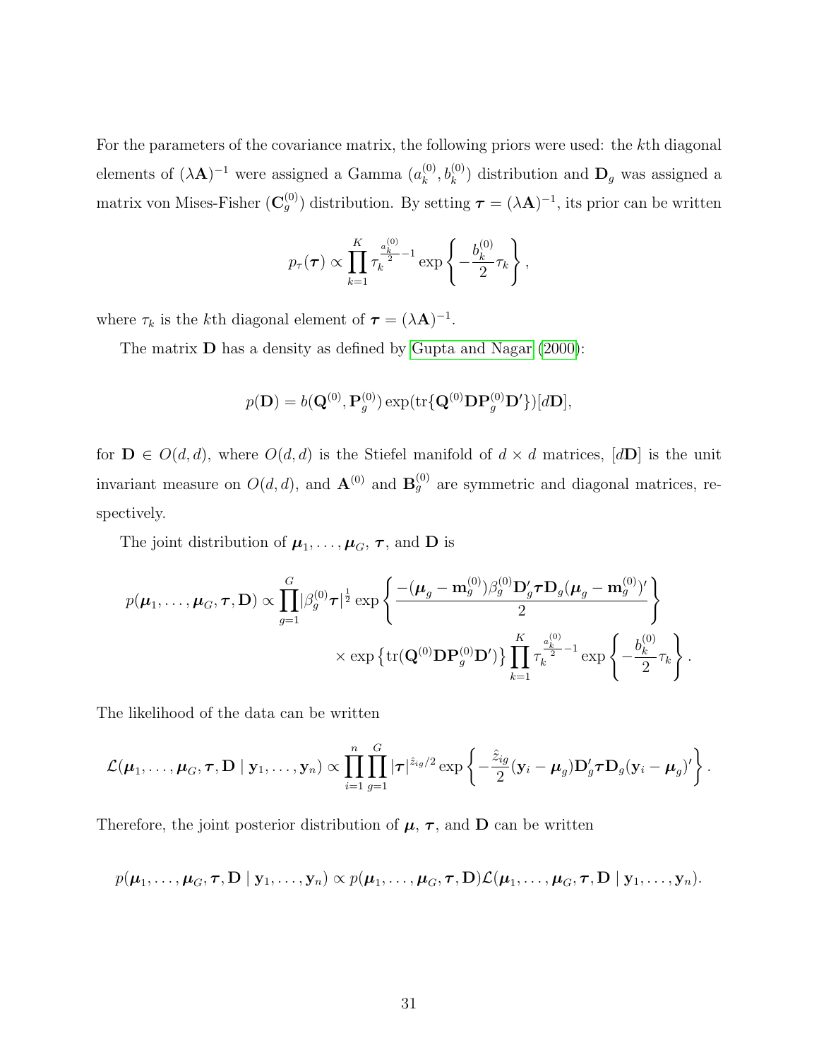For the parameters of the covariance matrix, the following priors were used: the $k$th diagonal elements of $(\lambda \mathbf{A})^{-1}$ were assigned a Gamma $(a_k^{(0)}, b_k^{(0)})$ distribution and $\mathbf{D}_g$ was assigned a matrix von Mises-Fisher $(\mathbf{C}_g^{(0)})$ distribution. By setting $\boldsymbol{\tau} = (\lambda \mathbf{A})^{-1}$, its prior can be written

$$p_\tau(\boldsymbol{\tau}) \propto \prod_{k=1}^{K} \tau_k^{\frac{a_k^{(0)}}{2}-1} \exp\left\{-\frac{b_k^{(0)}}{2}\tau_k\right\},$$

where $\tau_k$ is the $k$th diagonal element of $\boldsymbol{\tau} = (\lambda \mathbf{A})^{-1}$.

The matrix $\mathbf{D}$ has a density as defined by Gupta and Nagar (2000):

$$p(\mathbf{D}) = b(\mathbf{Q}^{(0)}, \mathbf{P}_g^{(0)}) \exp(\text{tr}\{\mathbf{Q}^{(0)}\mathbf{D}\mathbf{P}_g^{(0)}\mathbf{D}'\})[d\mathbf{D}],$$

for $\mathbf{D} \in O(d,d)$, where $O(d,d)$ is the Stiefel manifold of $d \times d$ matrices, $[d\mathbf{D}]$ is the unit invariant measure on $O(d,d)$, and $\mathbf{A}^{(0)}$ and $\mathbf{B}_g^{(0)}$ are symmetric and diagonal matrices, respectively.

The joint distribution of $\boldsymbol{\mu}_1, \ldots, \boldsymbol{\mu}_G$, $\boldsymbol{\tau}$, and $\mathbf{D}$ is

$$p(\boldsymbol{\mu}_1, \ldots, \boldsymbol{\mu}_G, \boldsymbol{\tau}, \mathbf{D}) \propto \prod_{g=1}^{G} |\beta_g^{(0)}\boldsymbol{\tau}|^{\frac{1}{2}} \exp\left\{\frac{-(\boldsymbol{\mu}_g - \mathbf{m}_g^{(0)})\beta_g^{(0)}\mathbf{D}_g'\boldsymbol{\tau}\mathbf{D}_g(\boldsymbol{\mu}_g - \mathbf{m}_g^{(0)})'}{2}\right\}$$
$$\times \exp\left\{\text{tr}(\mathbf{Q}^{(0)}\mathbf{D}\mathbf{P}_g^{(0)}\mathbf{D}')\right\} \prod_{k=1}^{K} \tau_k^{\frac{a_k^{(0)}}{2}-1} \exp\left\{-\frac{b_k^{(0)}}{2}\tau_k\right\}.$$

The likelihood of the data can be written

$$\mathcal{L}(\boldsymbol{\mu}_1, \ldots, \boldsymbol{\mu}_G, \boldsymbol{\tau}, \mathbf{D} \mid \mathbf{y}_1, \ldots, \mathbf{y}_n) \propto \prod_{i=1}^{n} \prod_{g=1}^{G} |\boldsymbol{\tau}|^{\hat{z}_{ig}/2} \exp\left\{-\frac{\hat{z}_{ig}}{2}(\mathbf{y}_i - \boldsymbol{\mu}_g)\mathbf{D}_g'\boldsymbol{\tau}\mathbf{D}_g(\mathbf{y}_i - \boldsymbol{\mu}_g)'\right\}.$$

Therefore, the joint posterior distribution of $\boldsymbol{\mu}$, $\boldsymbol{\tau}$, and $\mathbf{D}$ can be written

$$p(\boldsymbol{\mu}_1, \ldots, \boldsymbol{\mu}_G, \boldsymbol{\tau}, \mathbf{D} \mid \mathbf{y}_1, \ldots, \mathbf{y}_n) \propto p(\boldsymbol{\mu}_1, \ldots, \boldsymbol{\mu}_G, \boldsymbol{\tau}, \mathbf{D})\mathcal{L}(\boldsymbol{\mu}_1, \ldots, \boldsymbol{\mu}_G, \boldsymbol{\tau}, \mathbf{D} \mid \mathbf{y}_1, \ldots, \mathbf{y}_n).$$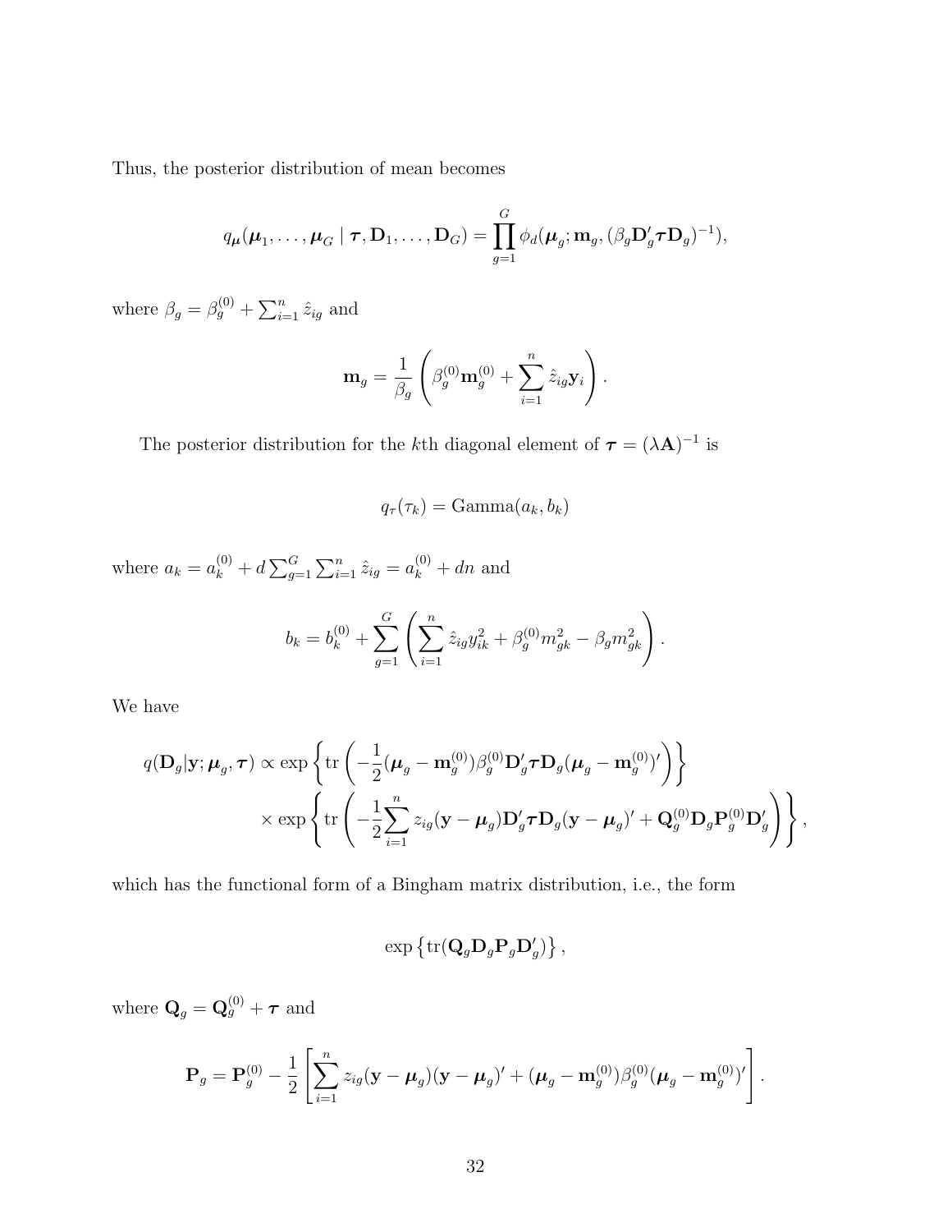Thus, the posterior distribution of mean becomes

$$
q_{\boldsymbol{\mu}}(\boldsymbol{\mu}_1, \ldots, \boldsymbol{\mu}_G \mid \boldsymbol{\tau}, \mathbf{D}_1, \ldots, \mathbf{D}_G) = \prod_{g=1}^{G} \phi_d(\boldsymbol{\mu}_g; \mathbf{m}_g, (\beta_g \mathbf{D}_g' \boldsymbol{\tau} \mathbf{D}_g)^{-1}),
$$

where $\beta_g = \beta_g^{(0)} + \sum_{i=1}^{n} \hat{z}_{ig}$ and

$$
\mathbf{m}_g = \frac{1}{\beta_g} \left( \beta_g^{(0)} \mathbf{m}_g^{(0)} + \sum_{i=1}^{n} \hat{z}_{ig} \mathbf{y}_i \right).
$$

The posterior distribution for the $k$th diagonal element of $\boldsymbol{\tau} = (\lambda \mathbf{A})^{-1}$ is

$$
q_{\tau}(\tau_k) = \text{Gamma}(a_k, b_k)
$$

where $a_k = a_k^{(0)} + d \sum_{g=1}^{G} \sum_{i=1}^{n} \hat{z}_{ig} = a_k^{(0)} + dn$ and

$$
b_k = b_k^{(0)} + \sum_{g=1}^{G} \left( \sum_{i=1}^{n} \hat{z}_{ig} y_{ik}^2 + \beta_g^{(0)} m_{gk}^2 - \beta_g m_{gk}^2 \right).
$$

We have

$$
\begin{aligned}
q(\mathbf{D}_g | \mathbf{y}; \boldsymbol{\mu}_g, \boldsymbol{\tau}) \propto & \exp \left\{ \text{tr} \left( -\frac{1}{2} (\boldsymbol{\mu}_g - \mathbf{m}_g^{(0)}) \beta_g^{(0)} \mathbf{D}_g' \boldsymbol{\tau} \mathbf{D}_g (\boldsymbol{\mu}_g - \mathbf{m}_g^{(0)})' \right) \right\} \\
& \times \exp \left\{ \text{tr} \left( -\frac{1}{2} \sum_{i=1}^{n} z_{ig} (\mathbf{y} - \boldsymbol{\mu}_g) \mathbf{D}_g' \boldsymbol{\tau} \mathbf{D}_g (\mathbf{y} - \boldsymbol{\mu}_g)' + \mathbf{Q}_g^{(0)} \mathbf{D}_g \mathbf{P}_g^{(0)} \mathbf{D}_g' \right) \right\},
\end{aligned}
$$

which has the functional form of a Bingham matrix distribution, i.e., the form

$$
\exp \left\{ \text{tr}(\mathbf{Q}_g \mathbf{D}_g \mathbf{P}_g \mathbf{D}_g') \right\},
$$

where $\mathbf{Q}_g = \mathbf{Q}_g^{(0)} + \boldsymbol{\tau}$ and

$$
\mathbf{P}_g = \mathbf{P}_g^{(0)} - \frac{1}{2} \left[ \sum_{i=1}^{n} z_{ig} (\mathbf{y} - \boldsymbol{\mu}_g)(\mathbf{y} - \boldsymbol{\mu}_g)' + (\boldsymbol{\mu}_g - \mathbf{m}_g^{(0)}) \beta_g^{(0)} (\boldsymbol{\mu}_g - \mathbf{m}_g^{(0)})' \right].
$$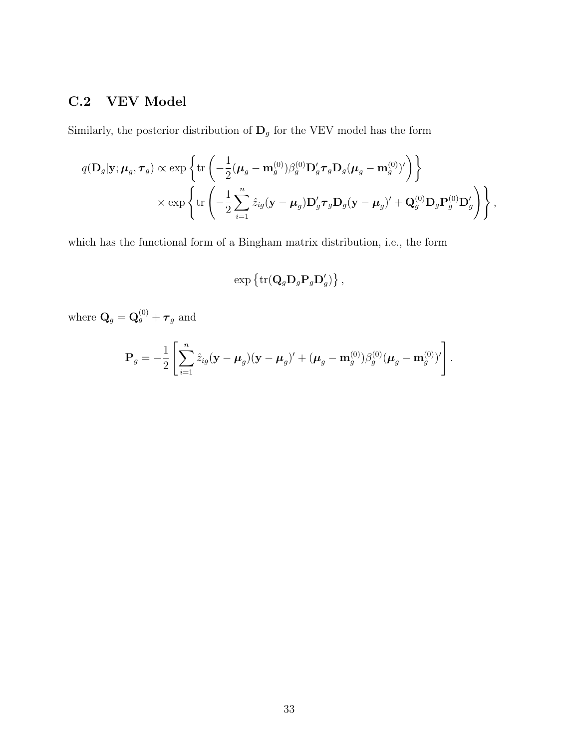## C.2 VEV Model

Similarly, the posterior distribution of $\mathbf{D}_g$ for the VEV model has the form

$$
\begin{aligned}
q(\mathbf{D}_g|\mathbf{y};\boldsymbol{\mu}_g,\boldsymbol{\tau}_g) \propto &\exp\left\{\operatorname{tr}\left(-\frac{1}{2}(\boldsymbol{\mu}_g-\mathbf{m}_g^{(0)})\beta_g^{(0)}\mathbf{D}_g'\boldsymbol{\tau}_g\mathbf{D}_g(\boldsymbol{\mu}_g-\mathbf{m}_g^{(0)})'\right)\right\} \\
&\times \exp\left\{\operatorname{tr}\left(-\frac{1}{2}\sum_{i=1}^{n}\hat{z}_{ig}(\mathbf{y}-\boldsymbol{\mu}_g)\mathbf{D}_g'\boldsymbol{\tau}_g\mathbf{D}_g(\mathbf{y}-\boldsymbol{\mu}_g)' + \mathbf{Q}_g^{(0)}\mathbf{D}_g\mathbf{P}_g^{(0)}\mathbf{D}_g'\right)\right\},
\end{aligned}
$$

which has the functional form of a Bingham matrix distribution, i.e., the form

$$
\exp\left\{\operatorname{tr}(\mathbf{Q}_g\mathbf{D}_g\mathbf{P}_g\mathbf{D}_g')\right\},
$$

where $\mathbf{Q}_g = \mathbf{Q}_g^{(0)} + \boldsymbol{\tau}_g$ and

$$
\mathbf{P}_g = -\frac{1}{2}\left[\sum_{i=1}^{n}\hat{z}_{ig}(\mathbf{y}-\boldsymbol{\mu}_g)(\mathbf{y}-\boldsymbol{\mu}_g)' + (\boldsymbol{\mu}_g-\mathbf{m}_g^{(0)})\beta_g^{(0)}(\boldsymbol{\mu}_g-\mathbf{m}_g^{(0)})'\right].
$$